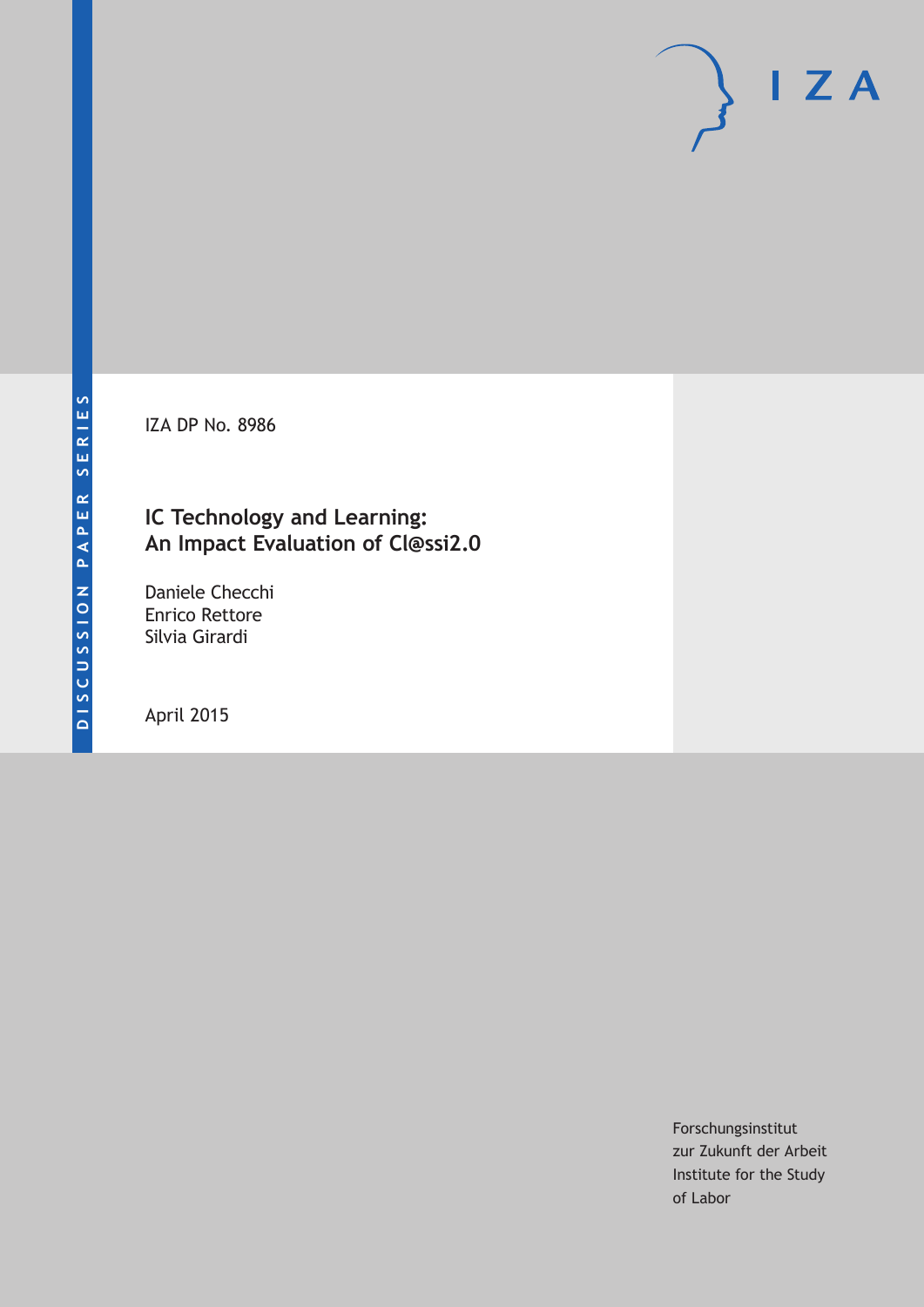DISCUSSION PAPER SERIES

IZA DP No. 8986

# IC Technology and Learning: An Impact Evaluation of Cl@ssi2.0

Daniele Checchi
Enrico Rettore
Silvia Girardi

April 2015

Forschungsinstitut
zur Zukunft der Arbeit
Institute for the Study
of Labor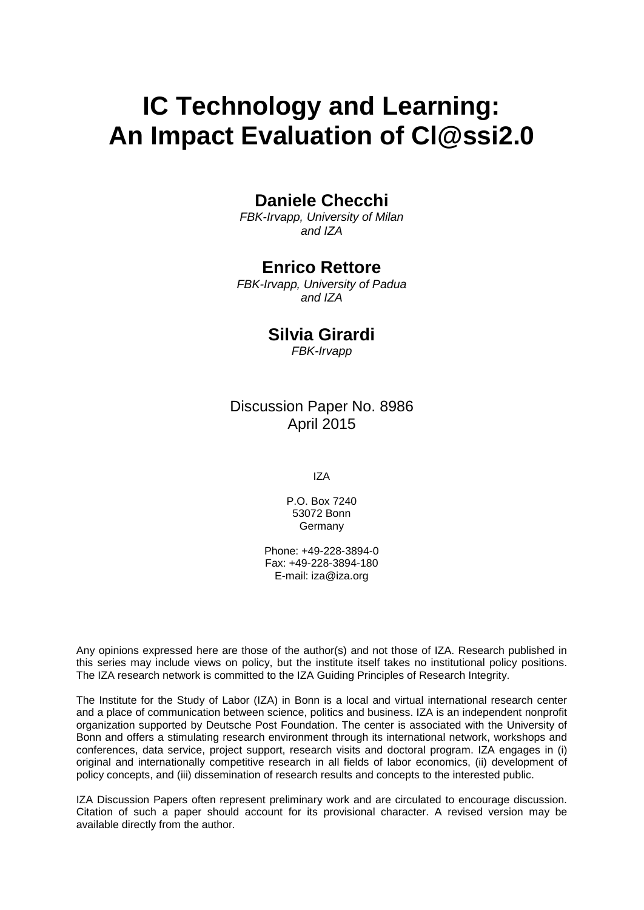# IC Technology and Learning: An Impact Evaluation of Cl@ssi2.0

**Daniele Checchi**

*FBK-Irvapp, University of Milan and IZA*

**Enrico Rettore**

*FBK-Irvapp, University of Padua and IZA*

**Silvia Girardi**

*FBK-Irvapp*

Discussion Paper No. 8986
April 2015

IZA

P.O. Box 7240
53072 Bonn
Germany

Phone: +49-228-3894-0
Fax: +49-228-3894-180
E-mail: iza@iza.org

Any opinions expressed here are those of the author(s) and not those of IZA. Research published in this series may include views on policy, but the institute itself takes no institutional policy positions. The IZA research network is committed to the IZA Guiding Principles of Research Integrity.

The Institute for the Study of Labor (IZA) in Bonn is a local and virtual international research center and a place of communication between science, politics and business. IZA is an independent nonprofit organization supported by Deutsche Post Foundation. The center is associated with the University of Bonn and offers a stimulating research environment through its international network, workshops and conferences, data service, project support, research visits and doctoral program. IZA engages in (i) original and internationally competitive research in all fields of labor economics, (ii) development of policy concepts, and (iii) dissemination of research results and concepts to the interested public.

IZA Discussion Papers often represent preliminary work and are circulated to encourage discussion. Citation of such a paper should account for its provisional character. A revised version may be available directly from the author.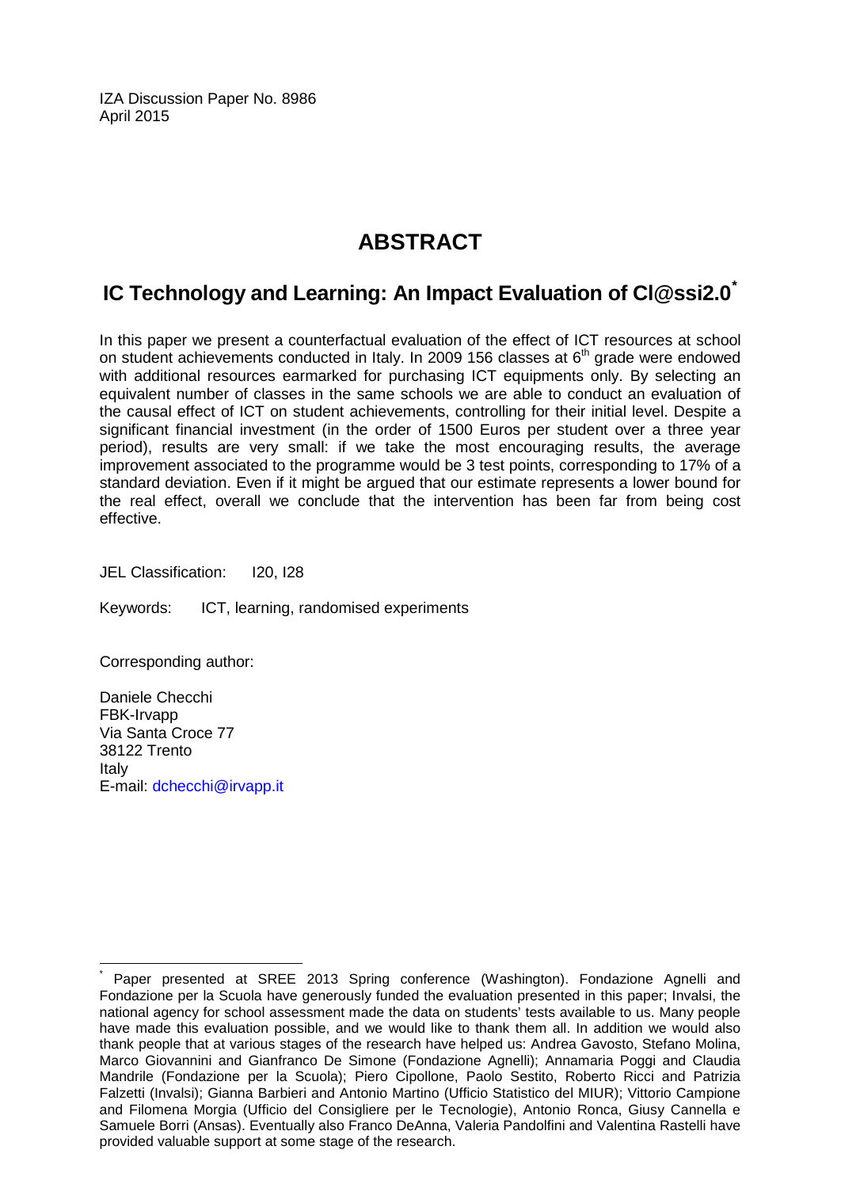IZA Discussion Paper No. 8986
April 2015

# ABSTRACT

## IC Technology and Learning: An Impact Evaluation of Cl@ssi2.0*

In this paper we present a counterfactual evaluation of the effect of ICT resources at school on student achievements conducted in Italy. In 2009 156 classes at 6th grade were endowed with additional resources earmarked for purchasing ICT equipments only. By selecting an equivalent number of classes in the same schools we are able to conduct an evaluation of the causal effect of ICT on student achievements, controlling for their initial level. Despite a significant financial investment (in the order of 1500 Euros per student over a three year period), results are very small: if we take the most encouraging results, the average improvement associated to the programme would be 3 test points, corresponding to 17% of a standard deviation. Even if it might be argued that our estimate represents a lower bound for the real effect, overall we conclude that the intervention has been far from being cost effective.

JEL Classification: I20, I28

Keywords: ICT, learning, randomised experiments

Corresponding author:

Daniele Checchi
FBK-Irvapp
Via Santa Croce 77
38122 Trento
Italy
E-mail: dchecchi@irvapp.it

---

* Paper presented at SREE 2013 Spring conference (Washington). Fondazione Agnelli and Fondazione per la Scuola have generously funded the evaluation presented in this paper; Invalsi, the national agency for school assessment made the data on students' tests available to us. Many people have made this evaluation possible, and we would like to thank them all. In addition we would also thank people that at various stages of the research have helped us: Andrea Gavosto, Stefano Molina, Marco Giovannini and Gianfranco De Simone (Fondazione Agnelli); Annamaria Poggi and Claudia Mandrile (Fondazione per la Scuola); Piero Cipollone, Paolo Sestito, Roberto Ricci and Patrizia Falzetti (Invalsi); Gianna Barbieri and Antonio Martino (Ufficio Statistico del MIUR); Vittorio Campione and Filomena Morgia (Ufficio del Consigliere per le Tecnologie), Antonio Ronca, Giusy Cannella e Samuele Borri (Ansas). Eventually also Franco DeAnna, Valeria Pandolfini and Valentina Rastelli have provided valuable support at some stage of the research.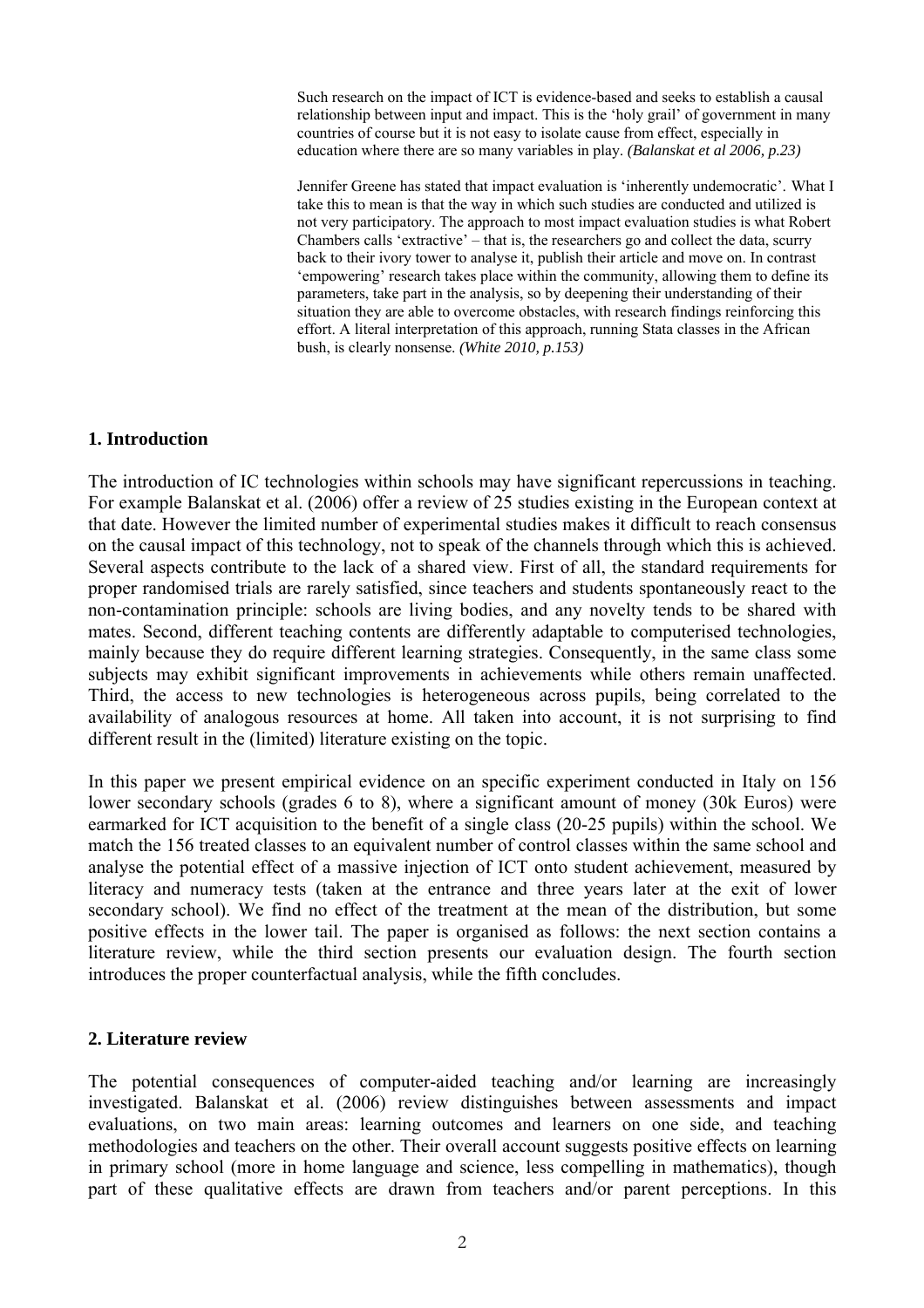> Such research on the impact of ICT is evidence-based and seeks to establish a causal relationship between input and impact. This is the 'holy grail' of government in many countries of course but it is not easy to isolate cause from effect, especially in education where there are so many variables in play. *(Balanskat et al 2006, p.23)*

> Jennifer Greene has stated that impact evaluation is 'inherently undemocratic'. What I take this to mean is that the way in which such studies are conducted and utilized is not very participatory. The approach to most impact evaluation studies is what Robert Chambers calls 'extractive' – that is, the researchers go and collect the data, scurry back to their ivory tower to analyse it, publish their article and move on. In contrast 'empowering' research takes place within the community, allowing them to define its parameters, take part in the analysis, so by deepening their understanding of their situation they are able to overcome obstacles, with research findings reinforcing this effort. A literal interpretation of this approach, running Stata classes in the African bush, is clearly nonsense. *(White 2010, p.153)*

## 1. Introduction

The introduction of IC technologies within schools may have significant repercussions in teaching. For example Balanskat et al. (2006) offer a review of 25 studies existing in the European context at that date. However the limited number of experimental studies makes it difficult to reach consensus on the causal impact of this technology, not to speak of the channels through which this is achieved. Several aspects contribute to the lack of a shared view. First of all, the standard requirements for proper randomised trials are rarely satisfied, since teachers and students spontaneously react to the non-contamination principle: schools are living bodies, and any novelty tends to be shared with mates. Second, different teaching contents are differently adaptable to computerised technologies, mainly because they do require different learning strategies. Consequently, in the same class some subjects may exhibit significant improvements in achievements while others remain unaffected. Third, the access to new technologies is heterogeneous across pupils, being correlated to the availability of analogous resources at home. All taken into account, it is not surprising to find different result in the (limited) literature existing on the topic.

In this paper we present empirical evidence on an specific experiment conducted in Italy on 156 lower secondary schools (grades 6 to 8), where a significant amount of money (30k Euros) were earmarked for ICT acquisition to the benefit of a single class (20-25 pupils) within the school. We match the 156 treated classes to an equivalent number of control classes within the same school and analyse the potential effect of a massive injection of ICT onto student achievement, measured by literacy and numeracy tests (taken at the entrance and three years later at the exit of lower secondary school). We find no effect of the treatment at the mean of the distribution, but some positive effects in the lower tail. The paper is organised as follows: the next section contains a literature review, while the third section presents our evaluation design. The fourth section introduces the proper counterfactual analysis, while the fifth concludes.

## 2. Literature review

The potential consequences of computer-aided teaching and/or learning are increasingly investigated. Balanskat et al. (2006) review distinguishes between assessments and impact evaluations, on two main areas: learning outcomes and learners on one side, and teaching methodologies and teachers on the other. Their overall account suggests positive effects on learning in primary school (more in home language and science, less compelling in mathematics), though part of these qualitative effects are drawn from teachers and/or parent perceptions. In this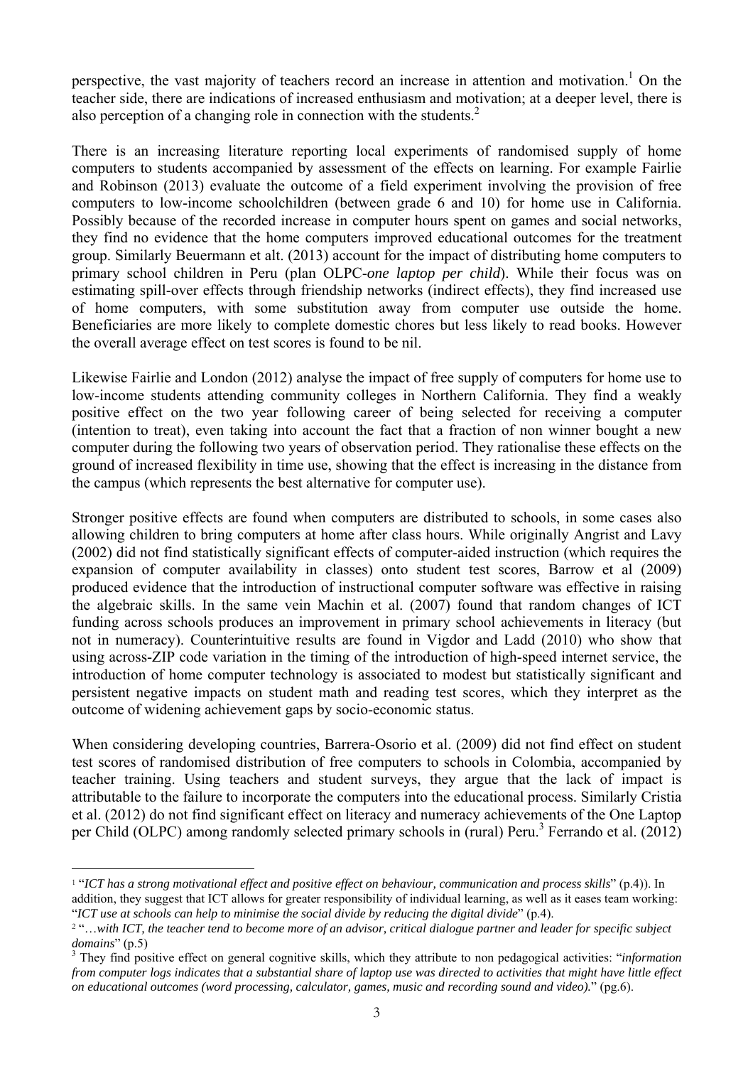perspective, the vast majority of teachers record an increase in attention and motivation.[1] On the teacher side, there are indications of increased enthusiasm and motivation; at a deeper level, there is also perception of a changing role in connection with the students.[2]

There is an increasing literature reporting local experiments of randomised supply of home computers to students accompanied by assessment of the effects on learning. For example Fairlie and Robinson (2013) evaluate the outcome of a field experiment involving the provision of free computers to low-income schoolchildren (between grade 6 and 10) for home use in California. Possibly because of the recorded increase in computer hours spent on games and social networks, they find no evidence that the home computers improved educational outcomes for the treatment group. Similarly Beuermann et alt. (2013) account for the impact of distributing home computers to primary school children in Peru (plan OLPC-*one laptop per child*). While their focus was on estimating spill-over effects through friendship networks (indirect effects), they find increased use of home computers, with some substitution away from computer use outside the home. Beneficiaries are more likely to complete domestic chores but less likely to read books. However the overall average effect on test scores is found to be nil.

Likewise Fairlie and London (2012) analyse the impact of free supply of computers for home use to low-income students attending community colleges in Northern California. They find a weakly positive effect on the two year following career of being selected for receiving a computer (intention to treat), even taking into account the fact that a fraction of non winner bought a new computer during the following two years of observation period. They rationalise these effects on the ground of increased flexibility in time use, showing that the effect is increasing in the distance from the campus (which represents the best alternative for computer use).

Stronger positive effects are found when computers are distributed to schools, in some cases also allowing children to bring computers at home after class hours. While originally Angrist and Lavy (2002) did not find statistically significant effects of computer-aided instruction (which requires the expansion of computer availability in classes) onto student test scores, Barrow et al (2009) produced evidence that the introduction of instructional computer software was effective in raising the algebraic skills. In the same vein Machin et al. (2007) found that random changes of ICT funding across schools produces an improvement in primary school achievements in literacy (but not in numeracy). Counterintuitive results are found in Vigdor and Ladd (2010) who show that using across-ZIP code variation in the timing of the introduction of high-speed internet service, the introduction of home computer technology is associated to modest but statistically significant and persistent negative impacts on student math and reading test scores, which they interpret as the outcome of widening achievement gaps by socio-economic status.

When considering developing countries, Barrera-Osorio et al. (2009) did not find effect on student test scores of randomised distribution of free computers to schools in Colombia, accompanied by teacher training. Using teachers and student surveys, they argue that the lack of impact is attributable to the failure to incorporate the computers into the educational process. Similarly Cristia et al. (2012) do not find significant effect on literacy and numeracy achievements of the One Laptop per Child (OLPC) among randomly selected primary schools in (rural) Peru.[3] Ferrando et al. (2012)

[1] "*ICT has a strong motivational effect and positive effect on behaviour, communication and process skills*" (p.4)). In addition, they suggest that ICT allows for greater responsibility of individual learning, as well as it eases team working: "*ICT use at schools can help to minimise the social divide by reducing the digital divide*" (p.4).

[2] "*…with ICT, the teacher tend to become more of an advisor, critical dialogue partner and leader for specific subject domains*" (p.5)

[3] They find positive effect on general cognitive skills, which they attribute to non pedagogical activities: "*information from computer logs indicates that a substantial share of laptop use was directed to activities that might have little effect on educational outcomes (word processing, calculator, games, music and recording sound and video).*" (pg.6).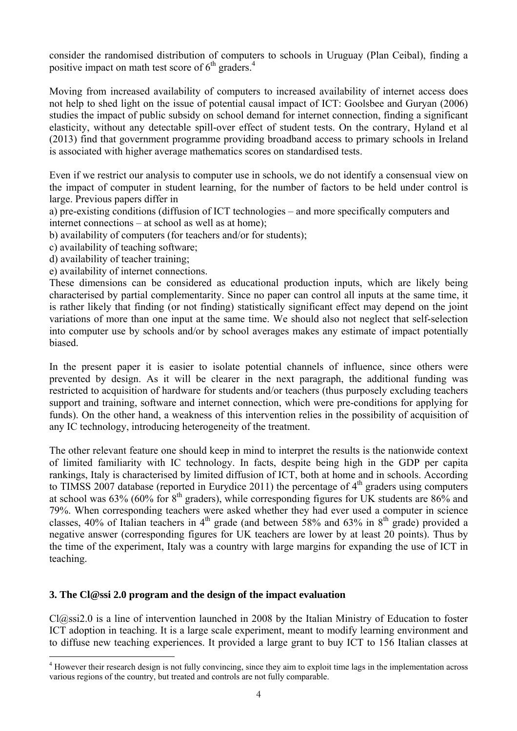consider the randomised distribution of computers to schools in Uruguay (Plan Ceibal), finding a positive impact on math test score of 6th graders.[4]

Moving from increased availability of computers to increased availability of internet access does not help to shed light on the issue of potential causal impact of ICT: Goolsbee and Guryan (2006) studies the impact of public subsidy on school demand for internet connection, finding a significant elasticity, without any detectable spill-over effect of student tests. On the contrary, Hyland et al (2013) find that government programme providing broadband access to primary schools in Ireland is associated with higher average mathematics scores on standardised tests.

Even if we restrict our analysis to computer use in schools, we do not identify a consensual view on the impact of computer in student learning, for the number of factors to be held under control is large. Previous papers differ in

a) pre-existing conditions (diffusion of ICT technologies – and more specifically computers and internet connections – at school as well as at home);
b) availability of computers (for teachers and/or for students);
c) availability of teaching software;
d) availability of teacher training;
e) availability of internet connections.

These dimensions can be considered as educational production inputs, which are likely being characterised by partial complementarity. Since no paper can control all inputs at the same time, it is rather likely that finding (or not finding) statistically significant effect may depend on the joint variations of more than one input at the same time. We should also not neglect that self-selection into computer use by schools and/or by school averages makes any estimate of impact potentially biased.

In the present paper it is easier to isolate potential channels of influence, since others were prevented by design. As it will be clearer in the next paragraph, the additional funding was restricted to acquisition of hardware for students and/or teachers (thus purposely excluding teachers support and training, software and internet connection, which were pre-conditions for applying for funds). On the other hand, a weakness of this intervention relies in the possibility of acquisition of any IC technology, introducing heterogeneity of the treatment.

The other relevant feature one should keep in mind to interpret the results is the nationwide context of limited familiarity with IC technology. In facts, despite being high in the GDP per capita rankings, Italy is characterised by limited diffusion of ICT, both at home and in schools. According to TIMSS 2007 database (reported in Eurydice 2011) the percentage of 4th graders using computers at school was 63% (60% for 8th graders), while corresponding figures for UK students are 86% and 79%. When corresponding teachers were asked whether they had ever used a computer in science classes, 40% of Italian teachers in 4th grade (and between 58% and 63% in 8th grade) provided a negative answer (corresponding figures for UK teachers are lower by at least 20 points). Thus by the time of the experiment, Italy was a country with large margins for expanding the use of ICT in teaching.

## 3. The Cl@ssi 2.0 program and the design of the impact evaluation

Cl@ssi2.0 is a line of intervention launched in 2008 by the Italian Ministry of Education to foster ICT adoption in teaching. It is a large scale experiment, meant to modify learning environment and to diffuse new teaching experiences. It provided a large grant to buy ICT to 156 Italian classes at

---

[4] However their research design is not fully convincing, since they aim to exploit time lags in the implementation across various regions of the country, but treated and controls are not fully comparable.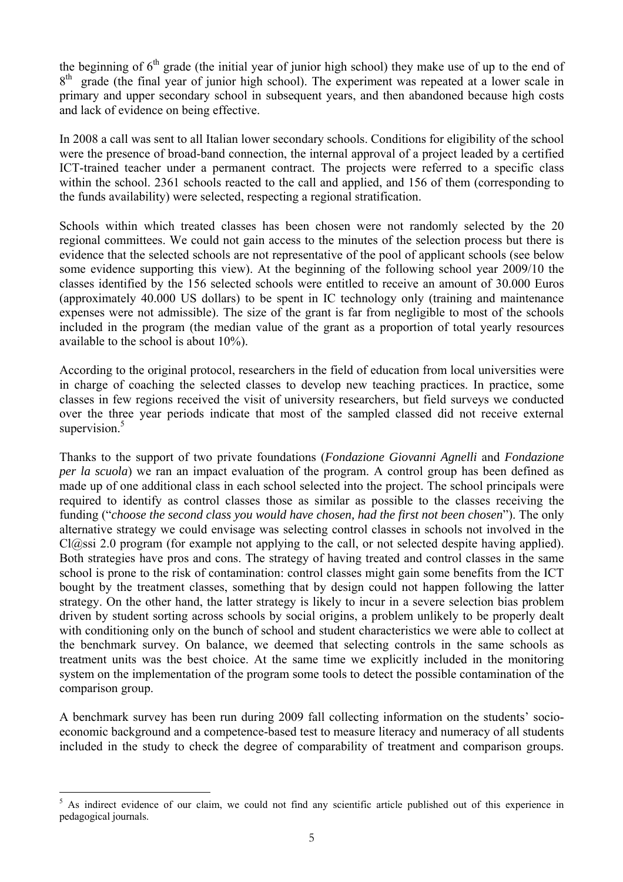the beginning of 6th grade (the initial year of junior high school) they make use of up to the end of 8th grade (the final year of junior high school). The experiment was repeated at a lower scale in primary and upper secondary school in subsequent years, and then abandoned because high costs and lack of evidence on being effective.

In 2008 a call was sent to all Italian lower secondary schools. Conditions for eligibility of the school were the presence of broad-band connection, the internal approval of a project leaded by a certified ICT-trained teacher under a permanent contract. The projects were referred to a specific class within the school. 2361 schools reacted to the call and applied, and 156 of them (corresponding to the funds availability) were selected, respecting a regional stratification.

Schools within which treated classes has been chosen were not randomly selected by the 20 regional committees. We could not gain access to the minutes of the selection process but there is evidence that the selected schools are not representative of the pool of applicant schools (see below some evidence supporting this view). At the beginning of the following school year 2009/10 the classes identified by the 156 selected schools were entitled to receive an amount of 30.000 Euros (approximately 40.000 US dollars) to be spent in IC technology only (training and maintenance expenses were not admissible). The size of the grant is far from negligible to most of the schools included in the program (the median value of the grant as a proportion of total yearly resources available to the school is about 10%).

According to the original protocol, researchers in the field of education from local universities were in charge of coaching the selected classes to develop new teaching practices. In practice, some classes in few regions received the visit of university researchers, but field surveys we conducted over the three year periods indicate that most of the sampled classed did not receive external supervision.[5]

Thanks to the support of two private foundations (*Fondazione Giovanni Agnelli* and *Fondazione per la scuola*) we ran an impact evaluation of the program. A control group has been defined as made up of one additional class in each school selected into the project. The school principals were required to identify as control classes those as similar as possible to the classes receiving the funding ("*choose the second class you would have chosen, had the first not been chosen*"). The only alternative strategy we could envisage was selecting control classes in schools not involved in the Cl@ssi 2.0 program (for example not applying to the call, or not selected despite having applied). Both strategies have pros and cons. The strategy of having treated and control classes in the same school is prone to the risk of contamination: control classes might gain some benefits from the ICT bought by the treatment classes, something that by design could not happen following the latter strategy. On the other hand, the latter strategy is likely to incur in a severe selection bias problem driven by student sorting across schools by social origins, a problem unlikely to be properly dealt with conditioning only on the bunch of school and student characteristics we were able to collect at the benchmark survey. On balance, we deemed that selecting controls in the same schools as treatment units was the best choice. At the same time we explicitly included in the monitoring system on the implementation of the program some tools to detect the possible contamination of the comparison group.

A benchmark survey has been run during 2009 fall collecting information on the students' socio-economic background and a competence-based test to measure literacy and numeracy of all students included in the study to check the degree of comparability of treatment and comparison groups.

[5] As indirect evidence of our claim, we could not find any scientific article published out of this experience in pedagogical journals.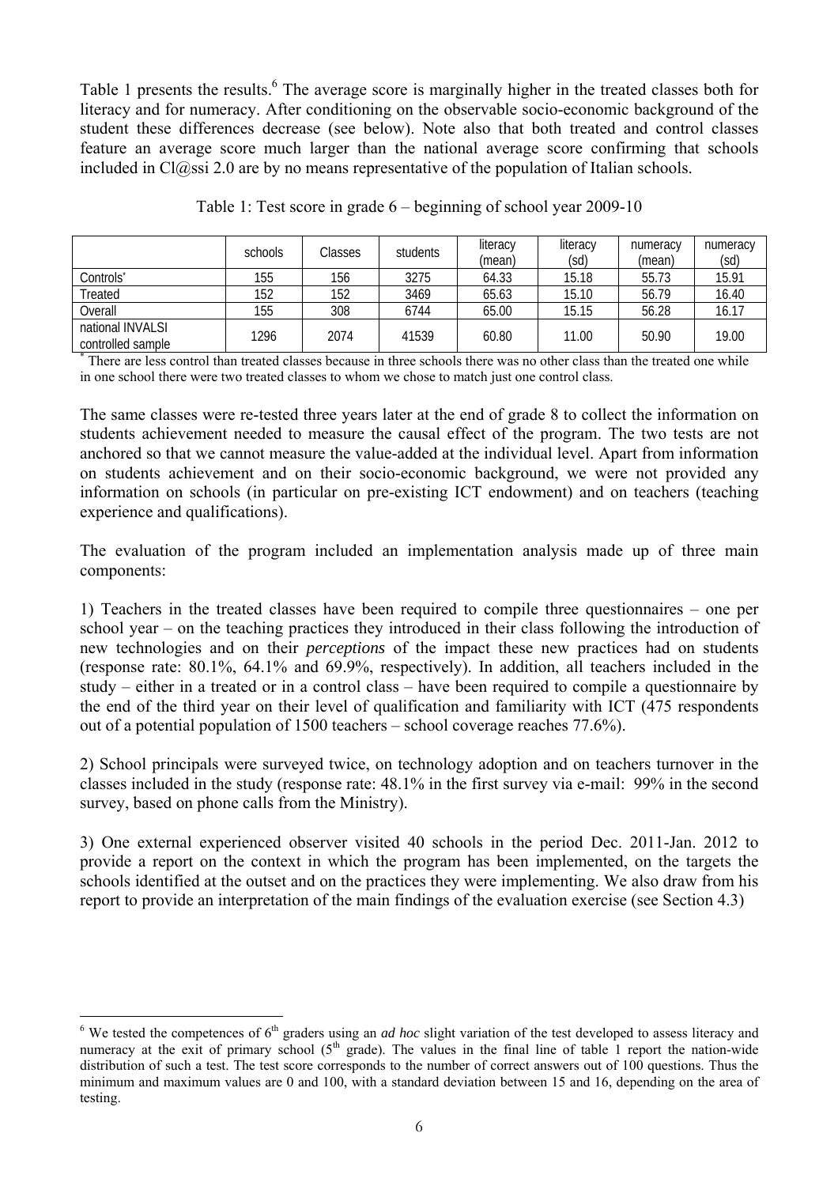Table 1 presents the results.[6] The average score is marginally higher in the treated classes both for literacy and for numeracy. After conditioning on the observable socio-economic background of the student these differences decrease (see below). Note also that both treated and control classes feature an average score much larger than the national average score confirming that schools included in Cl@ssi 2.0 are by no means representative of the population of Italian schools.

Table 1: Test score in grade 6 – beginning of school year 2009-10

| | schools | Classes | students | literacy (mean) | literacy (sd) | numeracy (mean) | numeracy (sd) |
|---|---|---|---|---|---|---|---|
| Controls* | 155 | 156 | 3275 | 64.33 | 15.18 | 55.73 | 15.91 |
| Treated | 152 | 152 | 3469 | 65.63 | 15.10 | 56.79 | 16.40 |
| Overall | 155 | 308 | 6744 | 65.00 | 15.15 | 56.28 | 16.17 |
| national INVALSI controlled sample | 1296 | 2074 | 41539 | 60.80 | 11.00 | 50.90 | 19.00 |

\* There are less control than treated classes because in three schools there was no other class than the treated one while in one school there were two treated classes to whom we chose to match just one control class.

The same classes were re-tested three years later at the end of grade 8 to collect the information on students achievement needed to measure the causal effect of the program. The two tests are not anchored so that we cannot measure the value-added at the individual level. Apart from information on students achievement and on their socio-economic background, we were not provided any information on schools (in particular on pre-existing ICT endowment) and on teachers (teaching experience and qualifications).

The evaluation of the program included an implementation analysis made up of three main components:

1) Teachers in the treated classes have been required to compile three questionnaires – one per school year – on the teaching practices they introduced in their class following the introduction of new technologies and on their *perceptions* of the impact these new practices had on students (response rate: 80.1%, 64.1% and 69.9%, respectively). In addition, all teachers included in the study – either in a treated or in a control class – have been required to compile a questionnaire by the end of the third year on their level of qualification and familiarity with ICT (475 respondents out of a potential population of 1500 teachers – school coverage reaches 77.6%).

2) School principals were surveyed twice, on technology adoption and on teachers turnover in the classes included in the study (response rate: 48.1% in the first survey via e-mail: 99% in the second survey, based on phone calls from the Ministry).

3) One external experienced observer visited 40 schools in the period Dec. 2011-Jan. 2012 to provide a report on the context in which the program has been implemented, on the targets the schools identified at the outset and on the practices they were implementing. We also draw from his report to provide an interpretation of the main findings of the evaluation exercise (see Section 4.3)

[6] We tested the competences of 6[th] graders using an *ad hoc* slight variation of the test developed to assess literacy and numeracy at the exit of primary school (5[th] grade). The values in the final line of table 1 report the nation-wide distribution of such a test. The test score corresponds to the number of correct answers out of 100 questions. Thus the minimum and maximum values are 0 and 100, with a standard deviation between 15 and 16, depending on the area of testing.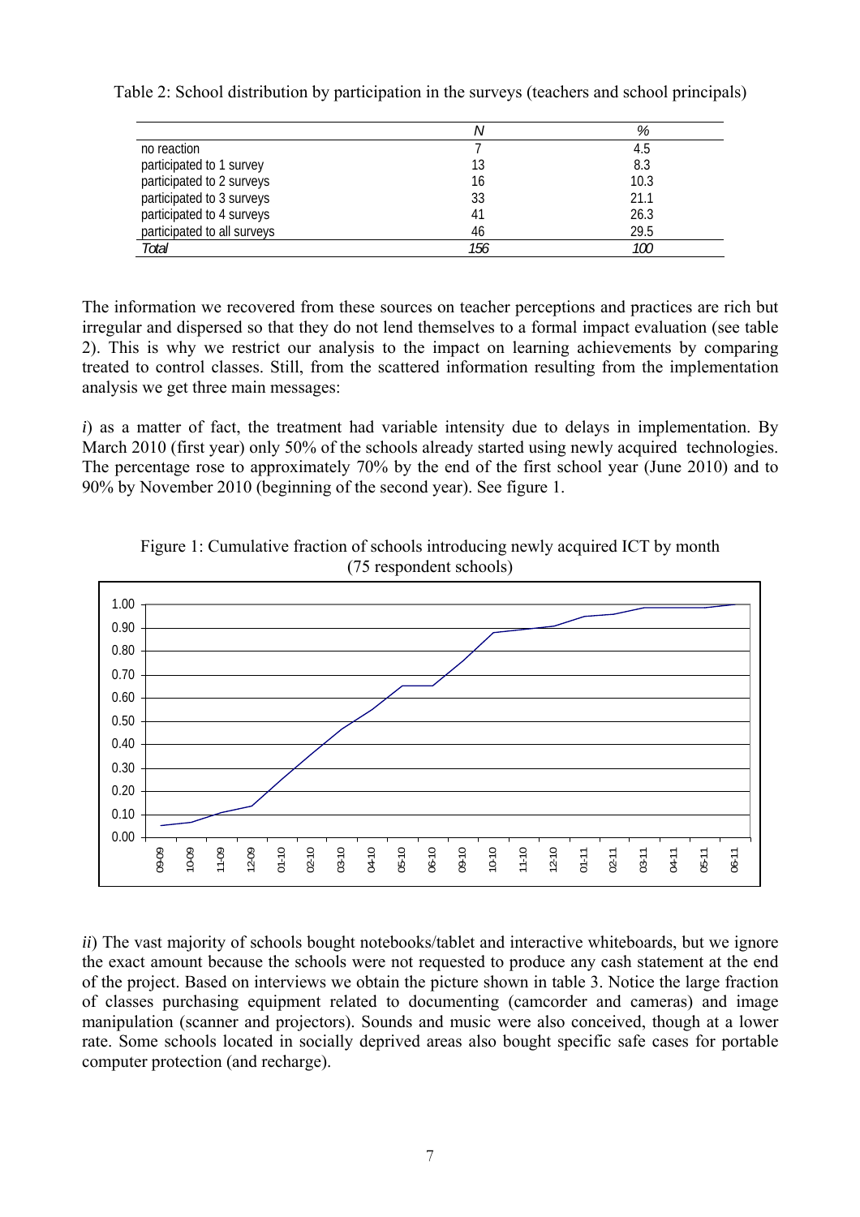Table 2: School distribution by participation in the surveys (teachers and school principals)

| | *N* | *%* |
|---|---|---|
| no reaction | 7 | 4.5 |
| participated to 1 survey | 13 | 8.3 |
| participated to 2 surveys | 16 | 10.3 |
| participated to 3 surveys | 33 | 21.1 |
| participated to 4 surveys | 41 | 26.3 |
| participated to all surveys | 46 | 29.5 |
| *Total* | *156* | *100* |

The information we recovered from these sources on teacher perceptions and practices are rich but irregular and dispersed so that they do not lend themselves to a formal impact evaluation (see table 2). This is why we restrict our analysis to the impact on learning achievements by comparing treated to control classes. Still, from the scattered information resulting from the implementation analysis we get three main messages:

*i*) as a matter of fact, the treatment had variable intensity due to delays in implementation. By March 2010 (first year) only 50% of the schools already started using newly acquired technologies. The percentage rose to approximately 70% by the end of the first school year (June 2010) and to 90% by November 2010 (beginning of the second year). See figure 1.

Figure 1: Cumulative fraction of schools introducing newly acquired ICT by month (75 respondent schools)

*ii*) The vast majority of schools bought notebooks/tablet and interactive whiteboards, but we ignore the exact amount because the schools were not requested to produce any cash statement at the end of the project. Based on interviews we obtain the picture shown in table 3. Notice the large fraction of classes purchasing equipment related to documenting (camcorder and cameras) and image manipulation (scanner and projectors). Sounds and music were also conceived, though at a lower rate. Some schools located in socially deprived areas also bought specific safe cases for portable computer protection (and recharge).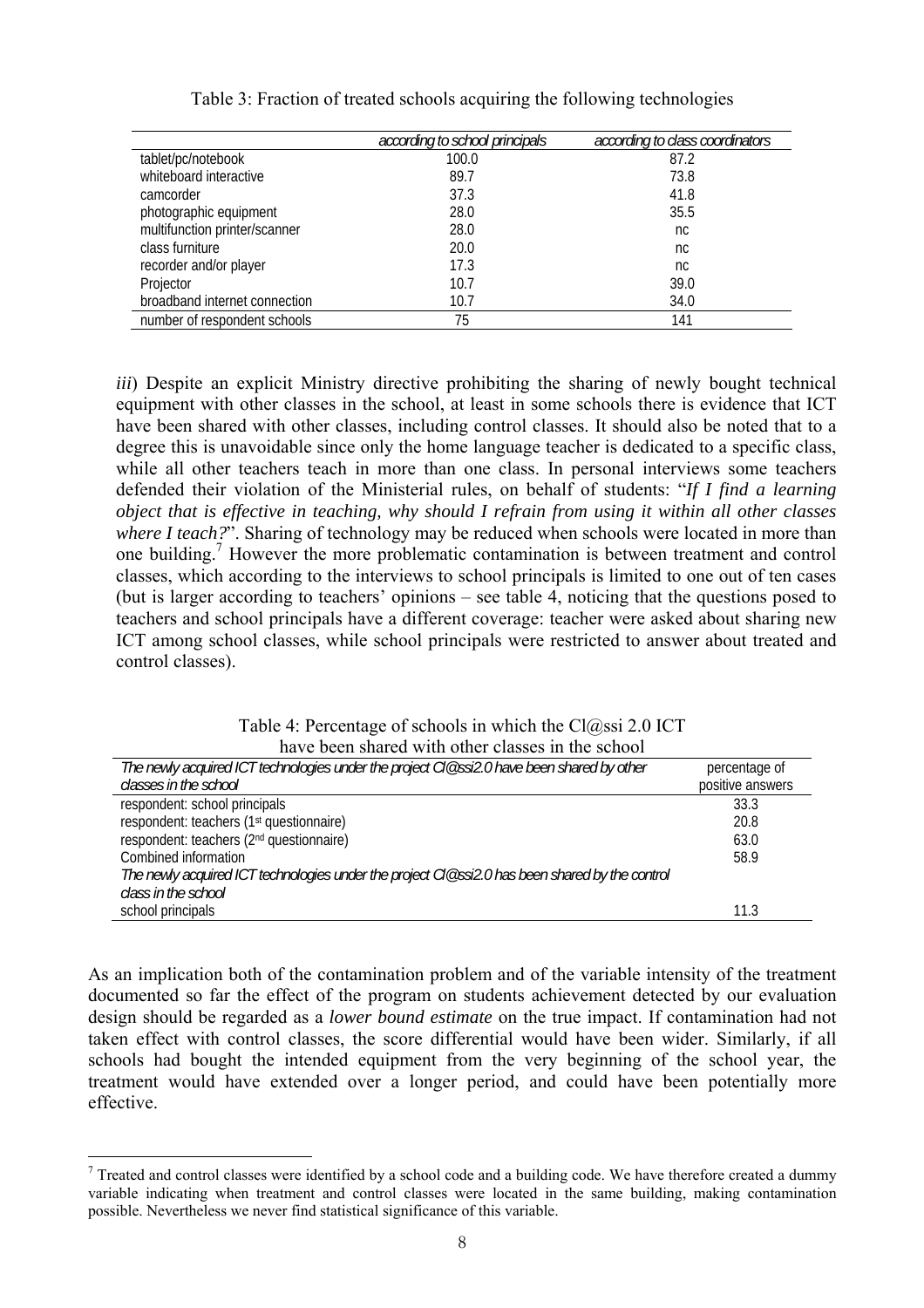Table 3: Fraction of treated schools acquiring the following technologies

| | *according to school principals* | *according to class coordinators* |
|---|---|---|
| tablet/pc/notebook | 100.0 | 87.2 |
| whiteboard interactive | 89.7 | 73.8 |
| camcorder | 37.3 | 41.8 |
| photographic equipment | 28.0 | 35.5 |
| multifunction printer/scanner | 28.0 | nc |
| class furniture | 20.0 | nc |
| recorder and/or player | 17.3 | nc |
| Projector | 10.7 | 39.0 |
| broadband internet connection | 10.7 | 34.0 |
| number of respondent schools | 75 | 141 |

*iii*) Despite an explicit Ministry directive prohibiting the sharing of newly bought technical equipment with other classes in the school, at least in some schools there is evidence that ICT have been shared with other classes, including control classes. It should also be noted that to a degree this is unavoidable since only the home language teacher is dedicated to a specific class, while all other teachers teach in more than one class. In personal interviews some teachers defended their violation of the Ministerial rules, on behalf of students: "*If I find a learning object that is effective in teaching, why should I refrain from using it within all other classes where I teach?*". Sharing of technology may be reduced when schools were located in more than one building.[7] However the more problematic contamination is between treatment and control classes, which according to the interviews to school principals is limited to one out of ten cases (but is larger according to teachers' opinions – see table 4, noticing that the questions posed to teachers and school principals have a different coverage: teacher were asked about sharing new ICT among school classes, while school principals were restricted to answer about treated and control classes).

Table 4: Percentage of schools in which the Cl@ssi 2.0 ICT have been shared with other classes in the school

| *The newly acquired ICT technologies under the project Cl@ssi2.0 have been shared by other classes in the school* | percentage of positive answers |
|---|---|
| respondent: school principals | 33.3 |
| respondent: teachers (1st questionnaire) | 20.8 |
| respondent: teachers (2nd questionnaire) | 63.0 |
| Combined information | 58.9 |
| *The newly acquired ICT technologies under the project Cl@ssi2.0 has been shared by the control class in the school* | |
| school principals | 11.3 |

As an implication both of the contamination problem and of the variable intensity of the treatment documented so far the effect of the program on students achievement detected by our evaluation design should be regarded as a *lower bound estimate* on the true impact. If contamination had not taken effect with control classes, the score differential would have been wider. Similarly, if all schools had bought the intended equipment from the very beginning of the school year, the treatment would have extended over a longer period, and could have been potentially more effective.

[7] Treated and control classes were identified by a school code and a building code. We have therefore created a dummy variable indicating when treatment and control classes were located in the same building, making contamination possible. Nevertheless we never find statistical significance of this variable.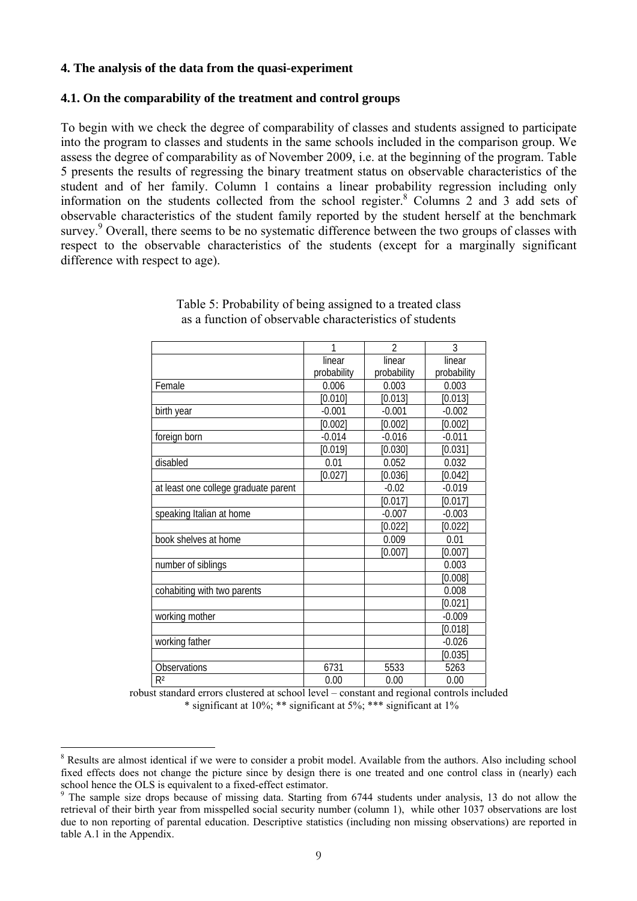## 4. The analysis of the data from the quasi-experiment

### 4.1. On the comparability of the treatment and control groups

To begin with we check the degree of comparability of classes and students assigned to participate into the program to classes and students in the same schools included in the comparison group. We assess the degree of comparability as of November 2009, i.e. at the beginning of the program. Table 5 presents the results of regressing the binary treatment status on observable characteristics of the student and of her family. Column 1 contains a linear probability regression including only information on the students collected from the school register.[8] Columns 2 and 3 add sets of observable characteristics of the student family reported by the student herself at the benchmark survey.[9] Overall, there seems to be no systematic difference between the two groups of classes with respect to the observable characteristics of the students (except for a marginally significant difference with respect to age).

Table 5: Probability of being assigned to a treated class as a function of observable characteristics of students

| | 1 | 2 | 3 |
|---|---|---|---|
| | linear probability | linear probability | linear probability |
| Female | 0.006 | 0.003 | 0.003 |
| | [0.010] | [0.013] | [0.013] |
| birth year | -0.001 | -0.001 | -0.002 |
| | [0.002] | [0.002] | [0.002] |
| foreign born | -0.014 | -0.016 | -0.011 |
| | [0.019] | [0.030] | [0.031] |
| disabled | 0.01 | 0.052 | 0.032 |
| | [0.027] | [0.036] | [0.042] |
| at least one college graduate parent | | -0.02 | -0.019 |
| | | [0.017] | [0.017] |
| speaking Italian at home | | -0.007 | -0.003 |
| | | [0.022] | [0.022] |
| book shelves at home | | 0.009 | 0.01 |
| | | [0.007] | [0.007] |
| number of siblings | | | 0.003 |
| | | | [0.008] |
| cohabiting with two parents | | | 0.008 |
| | | | [0.021] |
| working mother | | | -0.009 |
| | | | [0.018] |
| working father | | | -0.026 |
| | | | [0.035] |
| Observations | 6731 | 5533 | 5263 |
| $R^2$ | 0.00 | 0.00 | 0.00 |

robust standard errors clustered at school level – constant and regional controls included
* significant at 10%; ** significant at 5%; *** significant at 1%

[8] Results are almost identical if we were to consider a probit model. Available from the authors. Also including school fixed effects does not change the picture since by design there is one treated and one control class in (nearly) each school hence the OLS is equivalent to a fixed-effect estimator.

[9] The sample size drops because of missing data. Starting from 6744 students under analysis, 13 do not allow the retrieval of their birth year from misspelled social security number (column 1), while other 1037 observations are lost due to non reporting of parental education. Descriptive statistics (including non missing observations) are reported in table A.1 in the Appendix.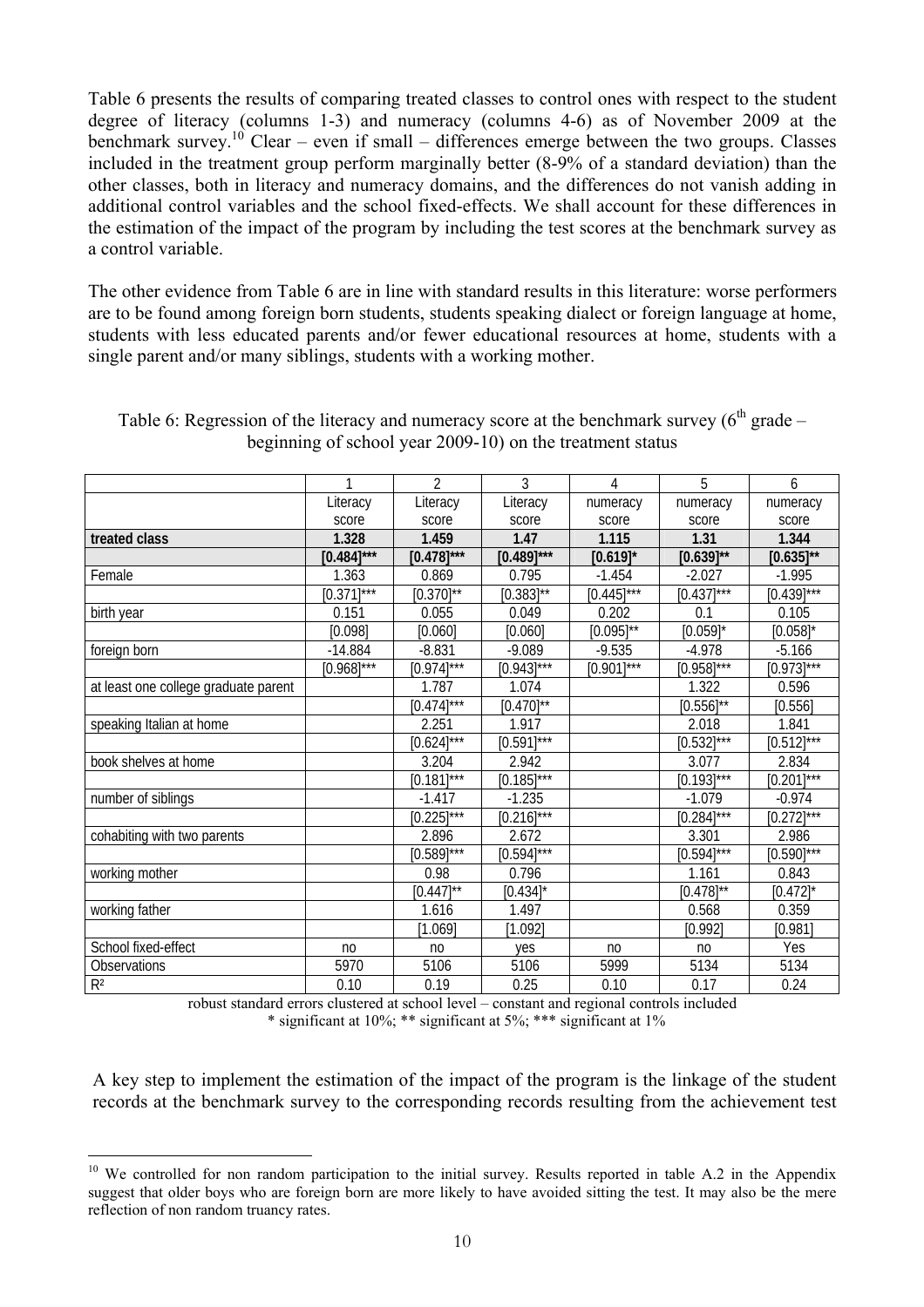Table 6 presents the results of comparing treated classes to control ones with respect to the student degree of literacy (columns 1-3) and numeracy (columns 4-6) as of November 2009 at the benchmark survey.[10] Clear – even if small – differences emerge between the two groups. Classes included in the treatment group perform marginally better (8-9% of a standard deviation) than the other classes, both in literacy and numeracy domains, and the differences do not vanish adding in additional control variables and the school fixed-effects. We shall account for these differences in the estimation of the impact of the program by including the test scores at the benchmark survey as a control variable.

The other evidence from Table 6 are in line with standard results in this literature: worse performers are to be found among foreign born students, students speaking dialect or foreign language at home, students with less educated parents and/or fewer educational resources at home, students with a single parent and/or many siblings, students with a working mother.

Table 6: Regression of the literacy and numeracy score at the benchmark survey (6[th] grade – beginning of school year 2009-10) on the treatment status

| | 1 | 2 | 3 | 4 | 5 | 6 |
|---|---|---|---|---|---|---|
| | Literacy score | Literacy score | Literacy score | numeracy score | numeracy score | numeracy score |
| **treated class** | **1.328** | **1.459** | **1.47** | **1.115** | **1.31** | **1.344** |
| | **[0.484]*** ** | **[0.478]*** ** | **[0.489]*** ** | **[0.619]*** | **[0.639]** ** | **[0.635]** ** |
| Female | 1.363 | 0.869 | 0.795 | -1.454 | -2.027 | -1.995 |
| | [0.371]*** | [0.370]** | [0.383]** | [0.445]*** | [0.437]*** | [0.439]*** |
| birth year | 0.151 | 0.055 | 0.049 | 0.202 | 0.1 | 0.105 |
| | [0.098] | [0.060] | [0.060] | [0.095]** | [0.059]* | [0.058]* |
| foreign born | -14.884 | -8.831 | -9.089 | -9.535 | -4.978 | -5.166 |
| | [0.968]*** | [0.974]*** | [0.943]*** | [0.901]*** | [0.958]*** | [0.973]*** |
| at least one college graduate parent | | 1.787 | 1.074 | | 1.322 | 0.596 |
| | | [0.474]*** | [0.470]** | | [0.556]** | [0.556] |
| speaking Italian at home | | 2.251 | 1.917 | | 2.018 | 1.841 |
| | | [0.624]*** | [0.591]*** | | [0.532]*** | [0.512]*** |
| book shelves at home | | 3.204 | 2.942 | | 3.077 | 2.834 |
| | | [0.181]*** | [0.185]*** | | [0.193]*** | [0.201]*** |
| number of siblings | | -1.417 | -1.235 | | -1.079 | -0.974 |
| | | [0.225]*** | [0.216]*** | | [0.284]*** | [0.272]*** |
| cohabiting with two parents | | 2.896 | 2.672 | | 3.301 | 2.986 |
| | | [0.589]*** | [0.594]*** | | [0.594]*** | [0.590]*** |
| working mother | | 0.98 | 0.796 | | 1.161 | 0.843 |
| | | [0.447]** | [0.434]* | | [0.478]** | [0.472]* |
| working father | | 1.616 | 1.497 | | 0.568 | 0.359 |
| | | [1.069] | [1.092] | | [0.992] | [0.981] |
| School fixed-effect | no | no | yes | no | no | Yes |
| Observations | 5970 | 5106 | 5106 | 5999 | 5134 | 5134 |
| $R^2$ | 0.10 | 0.19 | 0.25 | 0.10 | 0.17 | 0.24 |

robust standard errors clustered at school level – constant and regional controls included
* significant at 10%; ** significant at 5%; *** significant at 1%

A key step to implement the estimation of the impact of the program is the linkage of the student records at the benchmark survey to the corresponding records resulting from the achievement test

[10] We controlled for non random participation to the initial survey. Results reported in table A.2 in the Appendix suggest that older boys who are foreign born are more likely to have avoided sitting the test. It may also be the mere reflection of non random truancy rates.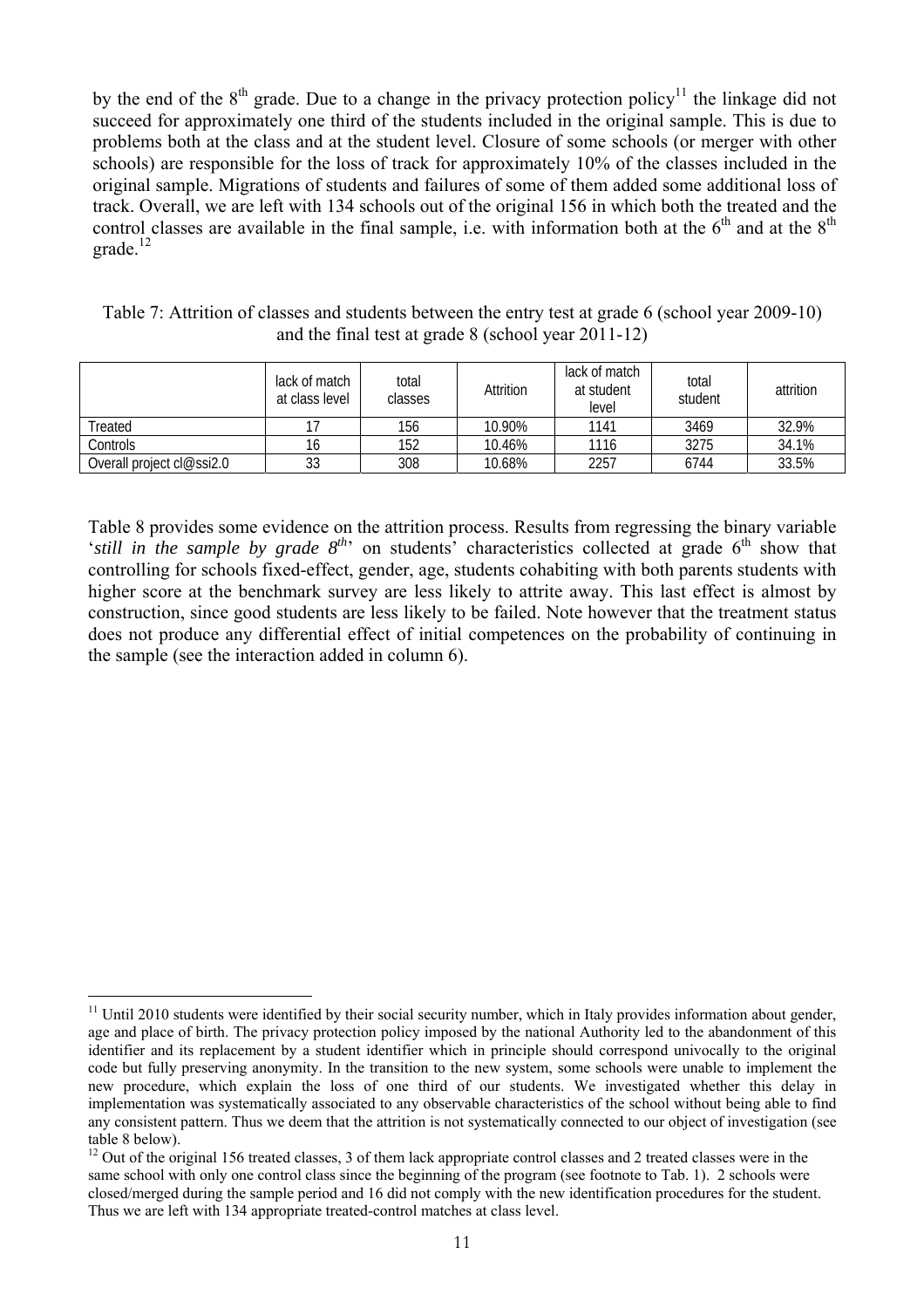by the end of the $8^{th}$ grade. Due to a change in the privacy protection policy[11] the linkage did not succeed for approximately one third of the students included in the original sample. This is due to problems both at the class and at the student level. Closure of some schools (or merger with other schools) are responsible for the loss of track for approximately 10% of the classes included in the original sample. Migrations of students and failures of some of them added some additional loss of track. Overall, we are left with 134 schools out of the original 156 in which both the treated and the control classes are available in the final sample, i.e. with information both at the $6^{th}$ and at the $8^{th}$ grade.[12]

Table 7: Attrition of classes and students between the entry test at grade 6 (school year 2009-10) and the final test at grade 8 (school year 2011-12)

| | lack of match at class level | total classes | Attrition | lack of match at student level | total student | attrition |
|---|---|---|---|---|---|---|
| Treated | 17 | 156 | 10.90% | 1141 | 3469 | 32.9% |
| Controls | 16 | 152 | 10.46% | 1116 | 3275 | 34.1% |
| Overall project cl@ssi2.0 | 33 | 308 | 10.68% | 2257 | 6744 | 33.5% |

Table 8 provides some evidence on the attrition process. Results from regressing the binary variable '*still in the sample by grade $8^{th}$*' on students' characteristics collected at grade $6^{th}$ show that controlling for schools fixed-effect, gender, age, students cohabiting with both parents students with higher score at the benchmark survey are less likely to attrite away. This last effect is almost by construction, since good students are less likely to be failed. Note however that the treatment status does not produce any differential effect of initial competences on the probability of continuing in the sample (see the interaction added in column 6).

[11] Until 2010 students were identified by their social security number, which in Italy provides information about gender, age and place of birth. The privacy protection policy imposed by the national Authority led to the abandonment of this identifier and its replacement by a student identifier which in principle should correspond univocally to the original code but fully preserving anonymity. In the transition to the new system, some schools were unable to implement the new procedure, which explain the loss of one third of our students. We investigated whether this delay in implementation was systematically associated to any observable characteristics of the school without being able to find any consistent pattern. Thus we deem that the attrition is not systematically connected to our object of investigation (see table 8 below).

[12] Out of the original 156 treated classes, 3 of them lack appropriate control classes and 2 treated classes were in the same school with only one control class since the beginning of the program (see footnote to Tab. 1). 2 schools were closed/merged during the sample period and 16 did not comply with the new identification procedures for the student. Thus we are left with 134 appropriate treated-control matches at class level.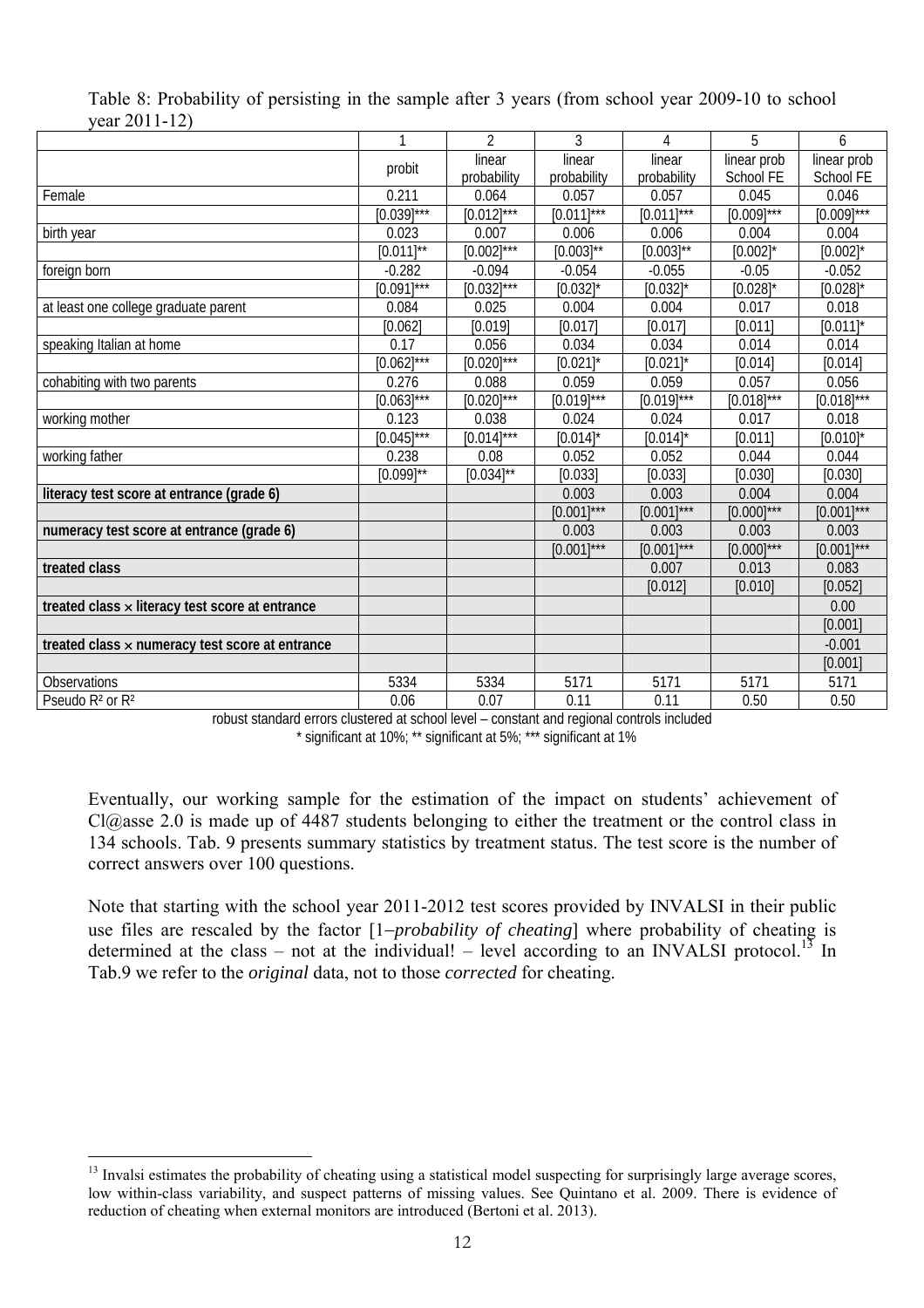Table 8: Probability of persisting in the sample after 3 years (from school year 2009-10 to school year 2011-12)

| | 1 | 2 | 3 | 4 | 5 | 6 |
|---|---|---|---|---|---|---|
| | probit | linear probability | linear probability | linear probability | linear prob School FE | linear prob School FE |
| Female | 0.211 | 0.064 | 0.057 | 0.057 | 0.045 | 0.046 |
| | [0.039]*** | [0.012]*** | [0.011]*** | [0.011]*** | [0.009]*** | [0.009]*** |
| birth year | 0.023 | 0.007 | 0.006 | 0.006 | 0.004 | 0.004 |
| | [0.011]** | [0.002]*** | [0.003]** | [0.003]** | [0.002]* | [0.002]* |
| foreign born | -0.282 | -0.094 | -0.054 | -0.055 | -0.05 | -0.052 |
| | [0.091]*** | [0.032]*** | [0.032]* | [0.032]* | [0.028]* | [0.028]* |
| at least one college graduate parent | 0.084 | 0.025 | 0.004 | 0.004 | 0.017 | 0.018 |
| | [0.062] | [0.019] | [0.017] | [0.017] | [0.011] | [0.011]* |
| speaking Italian at home | 0.17 | 0.056 | 0.034 | 0.034 | 0.014 | 0.014 |
| | [0.062]*** | [0.020]*** | [0.021]* | [0.021]* | [0.014] | [0.014] |
| cohabiting with two parents | 0.276 | 0.088 | 0.059 | 0.059 | 0.057 | 0.056 |
| | [0.063]*** | [0.020]*** | [0.019]*** | [0.019]*** | [0.018]*** | [0.018]*** |
| working mother | 0.123 | 0.038 | 0.024 | 0.024 | 0.017 | 0.018 |
| | [0.045]*** | [0.014]*** | [0.014]* | [0.014]* | [0.011] | [0.010]* |
| working father | 0.238 | 0.08 | 0.052 | 0.052 | 0.044 | 0.044 |
| | [0.099]** | [0.034]** | [0.033] | [0.033] | [0.030] | [0.030] |
| **literacy test score at entrance (grade 6)** | | | 0.003 | 0.003 | 0.004 | 0.004 |
| | | | [0.001]*** | [0.001]*** | [0.000]*** | [0.001]*** |
| **numeracy test score at entrance (grade 6)** | | | 0.003 | 0.003 | 0.003 | 0.003 |
| | | | [0.001]*** | [0.001]*** | [0.000]*** | [0.001]*** |
| **treated class** | | | | 0.007 | 0.013 | 0.083 |
| | | | | [0.012] | [0.010] | [0.052] |
| **treated class × literacy test score at entrance** | | | | | | 0.00 |
| | | | | | | [0.001] |
| **treated class × numeracy test score at entrance** | | | | | | -0.001 |
| | | | | | | [0.001] |
| Observations | 5334 | 5334 | 5171 | 5171 | 5171 | 5171 |
| Pseudo $R^2$ or $R^2$ | 0.06 | 0.07 | 0.11 | 0.11 | 0.50 | 0.50 |

robust standard errors clustered at school level – constant and regional controls included

* significant at 10%; ** significant at 5%; *** significant at 1%

Eventually, our working sample for the estimation of the impact on students' achievement of Cl@asse 2.0 is made up of 4487 students belonging to either the treatment or the control class in 134 schools. Tab. 9 presents summary statistics by treatment status. The test score is the number of correct answers over 100 questions.

Note that starting with the school year 2011-2012 test scores provided by INVALSI in their public use files are rescaled by the factor [1−*probability of cheating*] where probability of cheating is determined at the class – not at the individual! – level according to an INVALSI protocol.[13] In Tab.9 we refer to the *original* data, not to those *corrected* for cheating.

[13] Invalsi estimates the probability of cheating using a statistical model suspecting for surprisingly large average scores, low within-class variability, and suspect patterns of missing values. See Quintano et al. 2009. There is evidence of reduction of cheating when external monitors are introduced (Bertoni et al. 2013).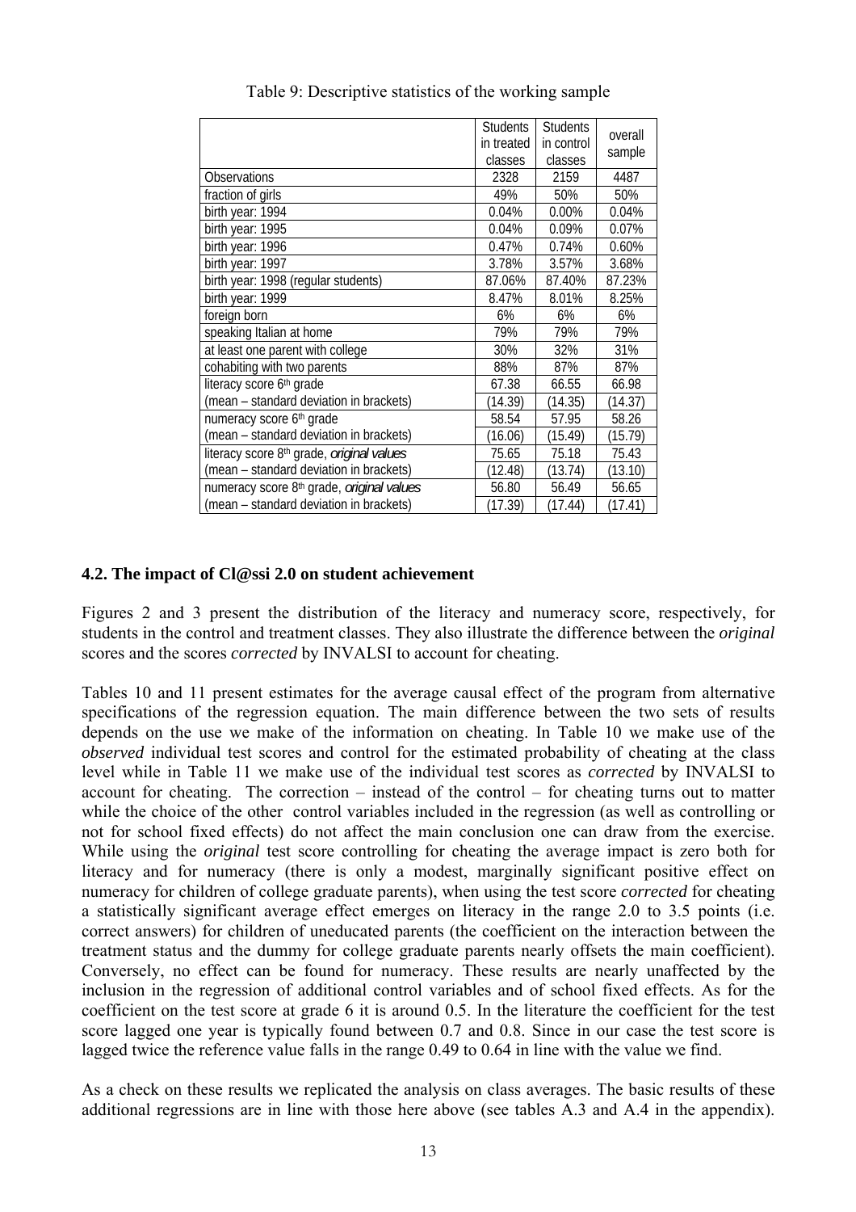Table 9: Descriptive statistics of the working sample

| | Students in treated classes | Students in control classes | overall sample |
|---|---|---|---|
| Observations | 2328 | 2159 | 4487 |
| fraction of girls | 49% | 50% | 50% |
| birth year: 1994 | 0.04% | 0.00% | 0.04% |
| birth year: 1995 | 0.04% | 0.09% | 0.07% |
| birth year: 1996 | 0.47% | 0.74% | 0.60% |
| birth year: 1997 | 3.78% | 3.57% | 3.68% |
| birth year: 1998 (regular students) | 87.06% | 87.40% | 87.23% |
| birth year: 1999 | 8.47% | 8.01% | 8.25% |
| foreign born | 6% | 6% | 6% |
| speaking Italian at home | 79% | 79% | 79% |
| at least one parent with college | 30% | 32% | 31% |
| cohabiting with two parents | 88% | 87% | 87% |
| literacy score 6th grade | 67.38 | 66.55 | 66.98 |
| (mean – standard deviation in brackets) | (14.39) | (14.35) | (14.37) |
| numeracy score 6th grade | 58.54 | 57.95 | 58.26 |
| (mean – standard deviation in brackets) | (16.06) | (15.49) | (15.79) |
| literacy score 8th grade, *original values* | 75.65 | 75.18 | 75.43 |
| (mean – standard deviation in brackets) | (12.48) | (13.74) | (13.10) |
| numeracy score 8th grade, *original values* | 56.80 | 56.49 | 56.65 |
| (mean – standard deviation in brackets) | (17.39) | (17.44) | (17.41) |

### 4.2. The impact of Cl@ssi 2.0 on student achievement

Figures 2 and 3 present the distribution of the literacy and numeracy score, respectively, for students in the control and treatment classes. They also illustrate the difference between the *original* scores and the scores *corrected* by INVALSI to account for cheating.

Tables 10 and 11 present estimates for the average causal effect of the program from alternative specifications of the regression equation. The main difference between the two sets of results depends on the use we make of the information on cheating. In Table 10 we make use of the *observed* individual test scores and control for the estimated probability of cheating at the class level while in Table 11 we make use of the individual test scores as *corrected* by INVALSI to account for cheating. The correction – instead of the control – for cheating turns out to matter while the choice of the other control variables included in the regression (as well as controlling or not for school fixed effects) do not affect the main conclusion one can draw from the exercise. While using the *original* test score controlling for cheating the average impact is zero both for literacy and for numeracy (there is only a modest, marginally significant positive effect on numeracy for children of college graduate parents), when using the test score *corrected* for cheating a statistically significant average effect emerges on literacy in the range 2.0 to 3.5 points (i.e. correct answers) for children of uneducated parents (the coefficient on the interaction between the treatment status and the dummy for college graduate parents nearly offsets the main coefficient). Conversely, no effect can be found for numeracy. These results are nearly unaffected by the inclusion in the regression of additional control variables and of school fixed effects. As for the coefficient on the test score at grade 6 it is around 0.5. In the literature the coefficient for the test score lagged one year is typically found between 0.7 and 0.8. Since in our case the test score is lagged twice the reference value falls in the range 0.49 to 0.64 in line with the value we find.

As a check on these results we replicated the analysis on class averages. The basic results of these additional regressions are in line with those here above (see tables A.3 and A.4 in the appendix).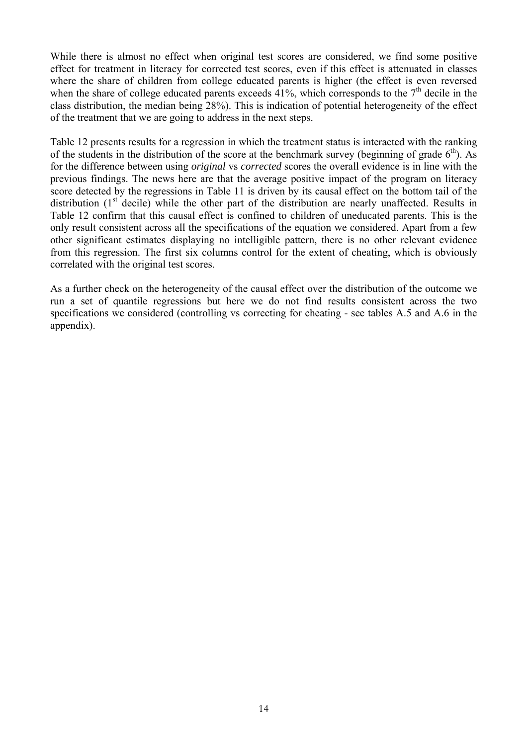While there is almost no effect when original test scores are considered, we find some positive effect for treatment in literacy for corrected test scores, even if this effect is attenuated in classes where the share of children from college educated parents is higher (the effect is even reversed when the share of college educated parents exceeds 41%, which corresponds to the 7$^{th}$ decile in the class distribution, the median being 28%). This is indication of potential heterogeneity of the effect of the treatment that we are going to address in the next steps.

Table 12 presents results for a regression in which the treatment status is interacted with the ranking of the students in the distribution of the score at the benchmark survey (beginning of grade 6$^{th}$). As for the difference between using *original* vs *corrected* scores the overall evidence is in line with the previous findings. The news here are that the average positive impact of the program on literacy score detected by the regressions in Table 11 is driven by its causal effect on the bottom tail of the distribution (1$^{st}$ decile) while the other part of the distribution are nearly unaffected. Results in Table 12 confirm that this causal effect is confined to children of uneducated parents. This is the only result consistent across all the specifications of the equation we considered. Apart from a few other significant estimates displaying no intelligible pattern, there is no other relevant evidence from this regression. The first six columns control for the extent of cheating, which is obviously correlated with the original test scores.

As a further check on the heterogeneity of the causal effect over the distribution of the outcome we run a set of quantile regressions but here we do not find results consistent across the two specifications we considered (controlling vs correcting for cheating - see tables A.5 and A.6 in the appendix).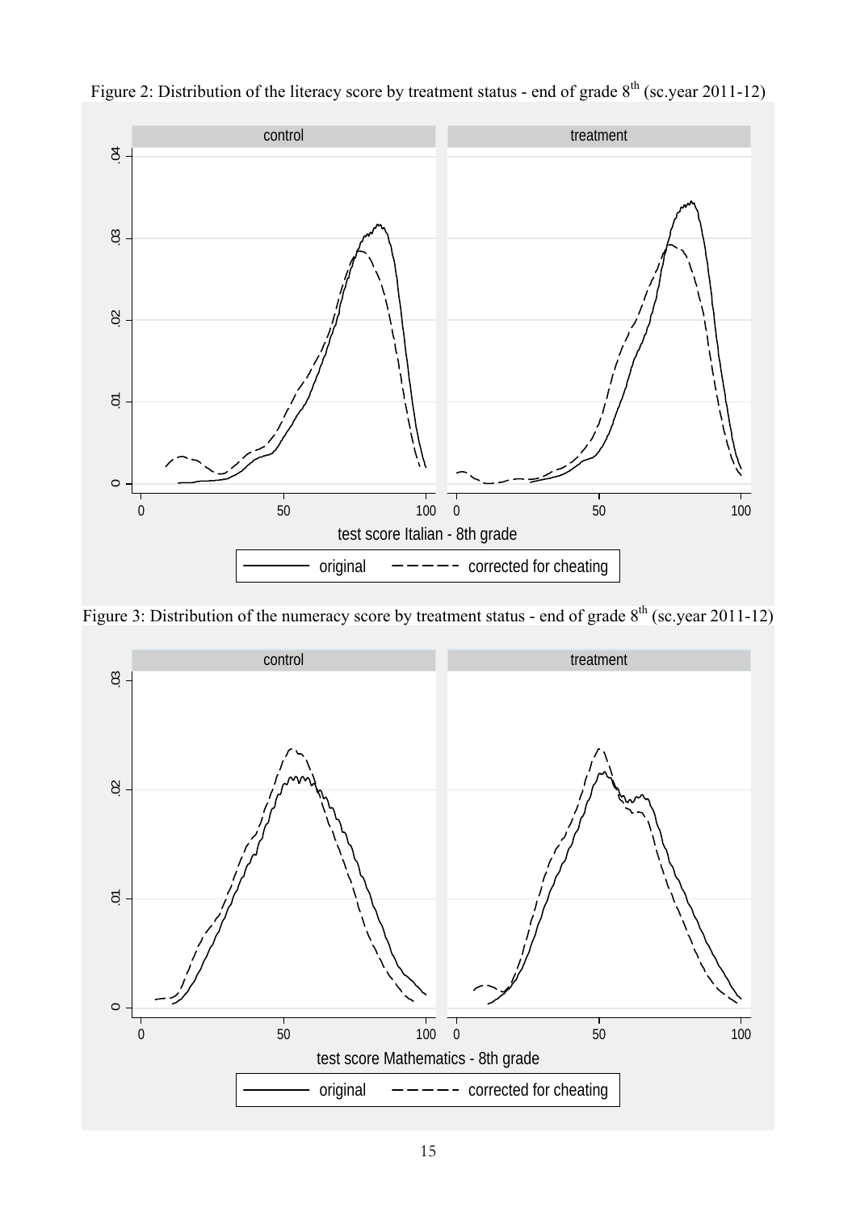Figure 2: Distribution of the literacy score by treatment status - end of grade 8th (sc.year 2011-12)

Figure 3: Distribution of the numeracy score by treatment status - end of grade 8th (sc.year 2011-12)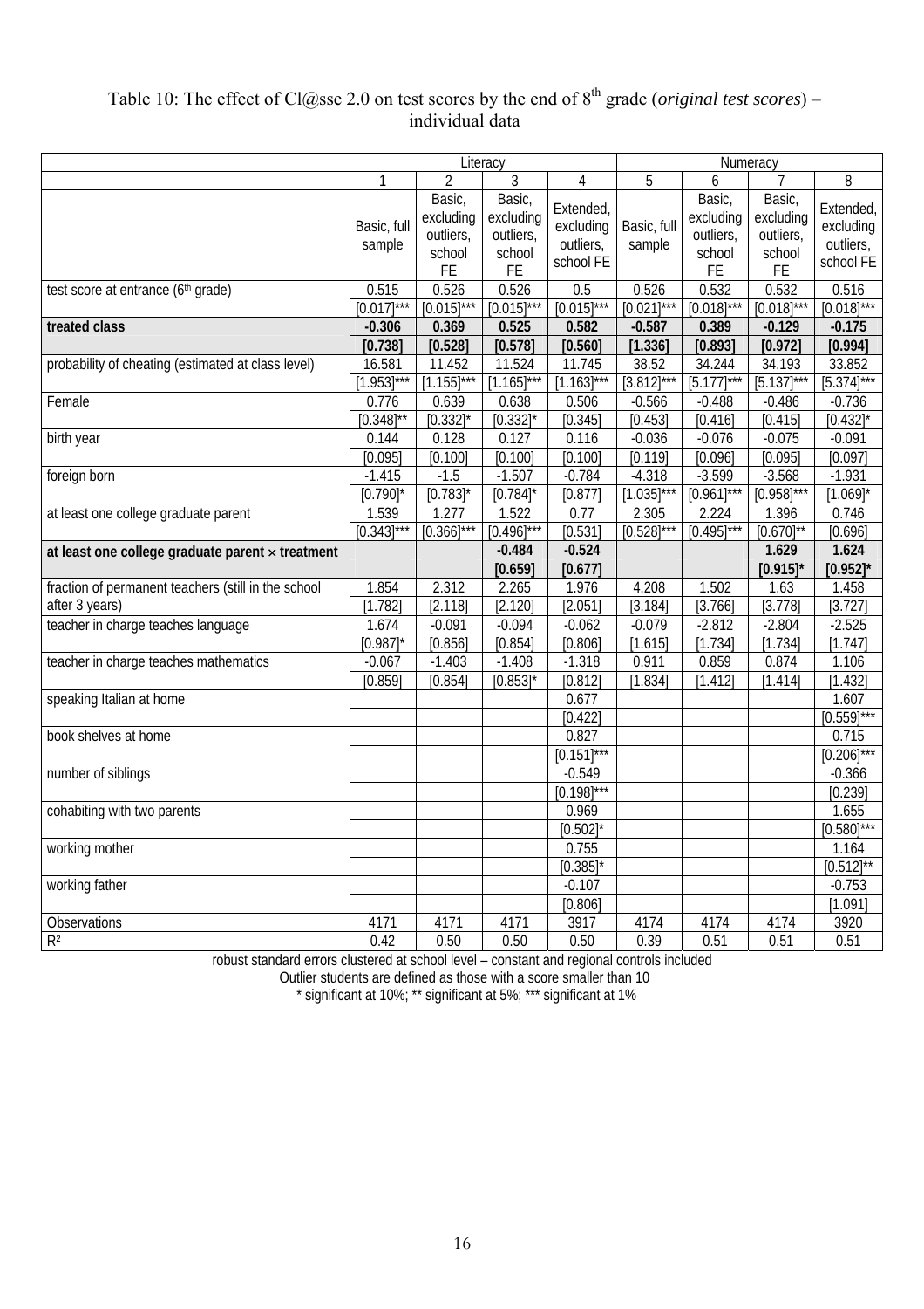Table 10: The effect of Cl@sse 2.0 on test scores by the end of 8th grade (*original test scores*) – individual data

| | Literacy | | | | Numeracy | | | |
|---|---|---|---|---|---|---|---|---|
| | 1 | 2 | 3 | 4 | 5 | 6 | 7 | 8 |
| | Basic, full sample | Basic, excluding outliers, school FE | Basic, excluding outliers, school FE | Extended, excluding outliers, school FE | Basic, full sample | Basic, excluding outliers, school FE | Basic, excluding outliers, school FE | Extended, excluding outliers, school FE |
| test score at entrance (6th grade) | 0.515 | 0.526 | 0.526 | 0.5 | 0.526 | 0.532 | 0.532 | 0.516 |
| | [0.017]*** | [0.015]*** | [0.015]*** | [0.015]*** | [0.021]*** | [0.018]*** | [0.018]*** | [0.018]*** |
| **treated class** | **-0.306** | **0.369** | **0.525** | **0.582** | **-0.587** | **0.389** | **-0.129** | **-0.175** |
| | **[0.738]** | **[0.528]** | **[0.578]** | **[0.560]** | **[1.336]** | **[0.893]** | **[0.972]** | **[0.994]** |
| probability of cheating (estimated at class level) | 16.581 | 11.452 | 11.524 | 11.745 | 38.52 | 34.244 | 34.193 | 33.852 |
| | [1.953]*** | [1.155]*** | [1.165]*** | [1.163]*** | [3.812]*** | [5.177]*** | [5.137]*** | [5.374]*** |
| Female | 0.776 | 0.639 | 0.638 | 0.506 | -0.566 | -0.488 | -0.486 | -0.736 |
| | [0.348]** | [0.332]* | [0.332]* | [0.345] | [0.453] | [0.416] | [0.415] | [0.432]* |
| birth year | 0.144 | 0.128 | 0.127 | 0.116 | -0.036 | -0.076 | -0.075 | -0.091 |
| | [0.095] | [0.100] | [0.100] | [0.100] | [0.119] | [0.096] | [0.095] | [0.097] |
| foreign born | -1.415 | -1.5 | -1.507 | -0.784 | -4.318 | -3.599 | -3.568 | -1.931 |
| | [0.790]* | [0.783]* | [0.784]* | [0.877] | [1.035]*** | [0.961]*** | [0.958]*** | [1.069]* |
| at least one college graduate parent | 1.539 | 1.277 | 1.522 | 0.77 | 2.305 | 2.224 | 1.396 | 0.746 |
| | [0.343]*** | [0.366]*** | [0.496]*** | [0.531] | [0.528]*** | [0.495]*** | [0.670]** | [0.696] |
| **at least one college graduate parent × treatment** | | | **-0.484** | **-0.524** | | | **1.629** | **1.624** |
| | | | **[0.659]** | **[0.677]** | | | **[0.915]*** | **[0.952]*** |
| fraction of permanent teachers (still in the school after 3 years) | 1.854 | 2.312 | 2.265 | 1.976 | 4.208 | 1.502 | 1.63 | 1.458 |
| | [1.782] | [2.118] | [2.120] | [2.051] | [3.184] | [3.766] | [3.778] | [3.727] |
| teacher in charge teaches language | 1.674 | -0.091 | -0.094 | -0.062 | -0.079 | -2.812 | -2.804 | -2.525 |
| | [0.987]* | [0.856] | [0.854] | [0.806] | [1.615] | [1.734] | [1.734] | [1.747] |
| teacher in charge teaches mathematics | -0.067 | -1.403 | -1.408 | -1.318 | 0.911 | 0.859 | 0.874 | 1.106 |
| | [0.859] | [0.854] | [0.853]* | [0.812] | [1.834] | [1.412] | [1.414] | [1.432] |
| speaking Italian at home | | | | 0.677 | | | | 1.607 |
| | | | | [0.422] | | | | [0.559]*** |
| book shelves at home | | | | 0.827 | | | | 0.715 |
| | | | | [0.151]*** | | | | [0.206]*** |
| number of siblings | | | | -0.549 | | | | -0.366 |
| | | | | [0.198]*** | | | | [0.239] |
| cohabiting with two parents | | | | 0.969 | | | | 1.655 |
| | | | | [0.502]* | | | | [0.580]*** |
| working mother | | | | 0.755 | | | | 1.164 |
| | | | | [0.385]* | | | | [0.512]** |
| working father | | | | -0.107 | | | | -0.753 |
| | | | | [0.806] | | | | [1.091] |
| Observations | 4171 | 4171 | 4171 | 3917 | 4174 | 4174 | 4174 | 3920 |
| $R^2$ | 0.42 | 0.50 | 0.50 | 0.50 | 0.39 | 0.51 | 0.51 | 0.51 |

robust standard errors clustered at school level – constant and regional controls included

Outlier students are defined as those with a score smaller than 10

* significant at 10%; ** significant at 5%; *** significant at 1%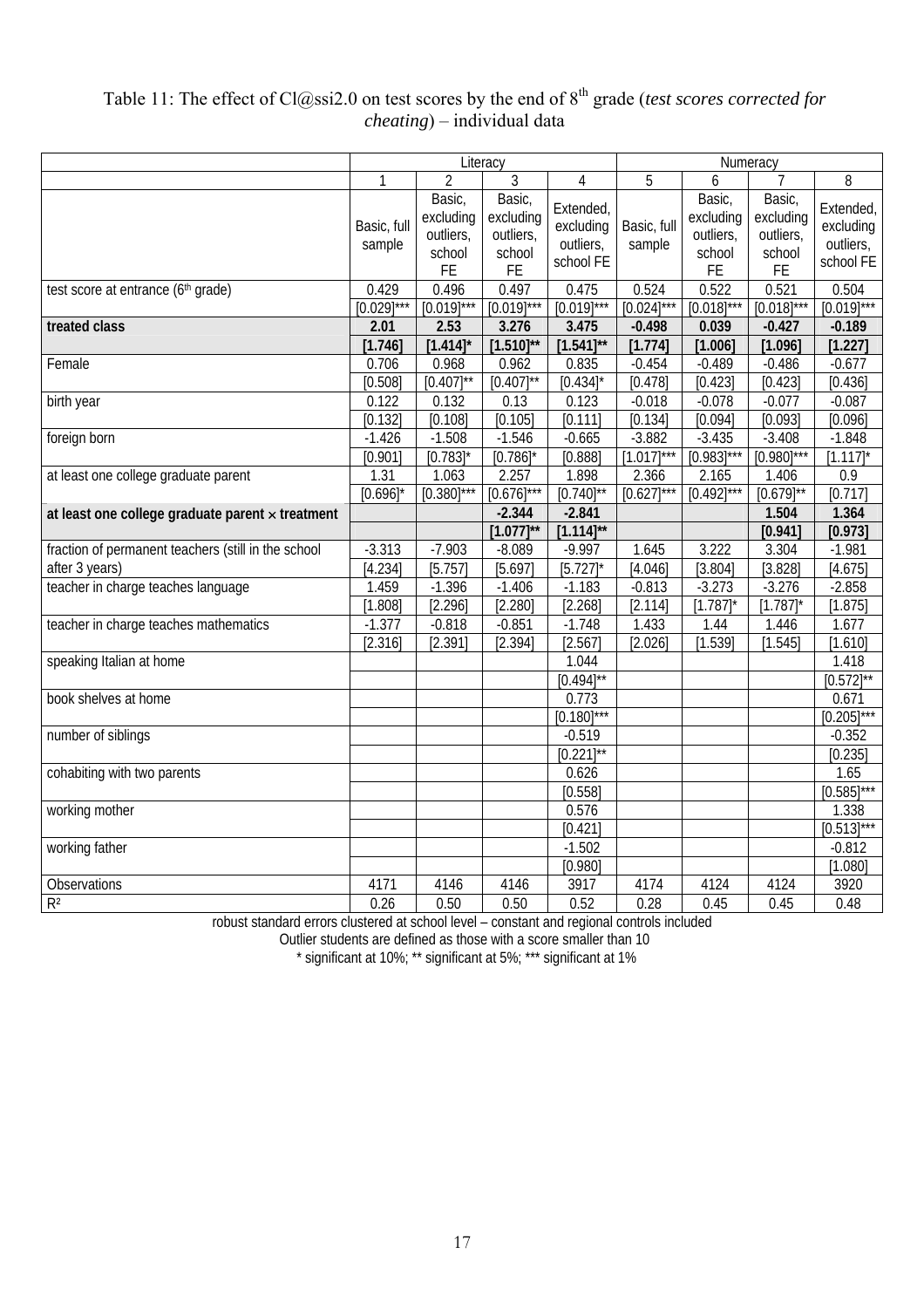Table 11: The effect of Cl@ssi2.0 on test scores by the end of 8th grade (*test scores corrected for cheating*) – individual data

| | Literacy | | | | Numeracy | | | |
|---|---|---|---|---|---|---|---|---|
| | 1 | 2 | 3 | 4 | 5 | 6 | 7 | 8 |
| | Basic, full sample | Basic, excluding outliers, school FE | Basic, excluding outliers, school FE | Extended, excluding outliers, school FE | Basic, full sample | Basic, excluding outliers, school FE | Basic, excluding outliers, school FE | Extended, excluding outliers, school FE |
| test score at entrance (6th grade) | 0.429 | 0.496 | 0.497 | 0.475 | 0.524 | 0.522 | 0.521 | 0.504 |
| | [0.029]*** | [0.019]*** | [0.019]*** | [0.019]*** | [0.024]*** | [0.018]*** | [0.018]*** | [0.019]*** |
| **treated class** | **2.01** | **2.53** | **3.276** | **3.475** | **-0.498** | **0.039** | **-0.427** | **-0.189** |
| | **[1.746]** | **[1.414]*** | **[1.510]**** | **[1.541]**** | **[1.774]** | **[1.006]** | **[1.096]** | **[1.227]** |
| Female | 0.706 | 0.968 | 0.962 | 0.835 | -0.454 | -0.489 | -0.486 | -0.677 |
| | [0.508] | [0.407]** | [0.407]** | [0.434]* | [0.478] | [0.423] | [0.423] | [0.436] |
| birth year | 0.122 | 0.132 | 0.13 | 0.123 | -0.018 | -0.078 | -0.077 | -0.087 |
| | [0.132] | [0.108] | [0.105] | [0.111] | [0.134] | [0.094] | [0.093] | [0.096] |
| foreign born | -1.426 | -1.508 | -1.546 | -0.665 | -3.882 | -3.435 | -3.408 | -1.848 |
| | [0.901] | [0.783]* | [0.786]* | [0.888] | [1.017]*** | [0.983]*** | [0.980]*** | [1.117]* |
| at least one college graduate parent | 1.31 | 1.063 | 2.257 | 1.898 | 2.366 | 2.165 | 1.406 | 0.9 |
| | [0.696]* | [0.380]*** | [0.676]*** | [0.740]** | [0.627]*** | [0.492]*** | [0.679]** | [0.717] |
| **at least one college graduate parent × treatment** | | | **-2.344** | **-2.841** | | | **1.504** | **1.364** |
| | | | **[1.077]**** | **[1.114]**** | | | **[0.941]** | **[0.973]** |
| fraction of permanent teachers (still in the school after 3 years) | -3.313 | -7.903 | -8.089 | -9.997 | 1.645 | 3.222 | 3.304 | -1.981 |
| | [4.234] | [5.757] | [5.697] | [5.727]* | [4.046] | [3.804] | [3.828] | [4.675] |
| teacher in charge teaches language | 1.459 | -1.396 | -1.406 | -1.183 | -0.813 | -3.273 | -3.276 | -2.858 |
| | [1.808] | [2.296] | [2.280] | [2.268] | [2.114] | [1.787]* | [1.787]* | [1.875] |
| teacher in charge teaches mathematics | -1.377 | -0.818 | -0.851 | -1.748 | 1.433 | 1.44 | 1.446 | 1.677 |
| | [2.316] | [2.391] | [2.394] | [2.567] | [2.026] | [1.539] | [1.545] | [1.610] |
| speaking Italian at home | | | | 1.044 | | | | 1.418 |
| | | | | [0.494]** | | | | [0.572]** |
| book shelves at home | | | | 0.773 | | | | 0.671 |
| | | | | [0.180]*** | | | | [0.205]*** |
| number of siblings | | | | -0.519 | | | | -0.352 |
| | | | | [0.221]** | | | | [0.235] |
| cohabiting with two parents | | | | 0.626 | | | | 1.65 |
| | | | | [0.558] | | | | [0.585]*** |
| working mother | | | | 0.576 | | | | 1.338 |
| | | | | [0.421] | | | | [0.513]*** |
| working father | | | | -1.502 | | | | -0.812 |
| | | | | [0.980] | | | | [1.080] |
| Observations | 4171 | 4146 | 4146 | 3917 | 4174 | 4124 | 4124 | 3920 |
| $R^2$ | 0.26 | 0.50 | 0.50 | 0.52 | 0.28 | 0.45 | 0.45 | 0.48 |

robust standard errors clustered at school level – constant and regional controls included

Outlier students are defined as those with a score smaller than 10

\* significant at 10%; ** significant at 5%; *** significant at 1%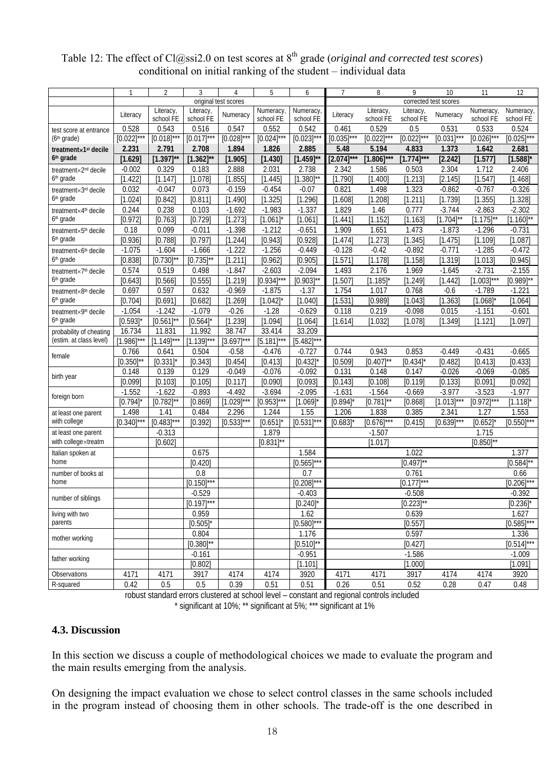Table 12: The effect of Cl@ssi2.0 on test scores at 8th grade (*original and corrected test scores*) conditional on initial ranking of the student – individual data

| | 1 | 2 | 3 | 4 | 5 | 6 | 7 | 8 | 9 | 10 | 11 | 12 |
|---|---|---|---|---|---|---|---|---|---|---|---|---|
| | original test scores | | | | | | corrected test scores | | | | | |
| | Literacy | Literacy, school FE | Literacy, school FE | Numeracy | Numeracy, school FE | Numeracy, school FE | Literacy | Literacy, school FE | Literacy, school FE | Numeracy | Numeracy, school FE | Numeracy, school FE |
| test score at entrance | 0.528 | 0.543 | 0.516 | 0.547 | 0.552 | 0.542 | 0.461 | 0.529 | 0.5 | 0.531 | 0.533 | 0.524 |
| (6th grade) | [0.022]*** | [0.018]*** | [0.017]*** | [0.028]*** | [0.024]*** | [0.023]*** | [0.035]*** | [0.022]*** | [0.022]*** | [0.031]*** | [0.026]*** | [0.025]*** |
| **treatment×1st decile** | **2.231** | **2.791** | **2.708** | **1.894** | **1.826** | **2.885** | **5.48** | **5.194** | **4.833** | **1.373** | **1.642** | **2.681** |
| **6th grade** | **[1.629]** | **[1.397]**** | **[1.362]**** | **[1.905]** | **[1.430]** | **[1.459]**** | **[2.074]***** | **[1.806]***** | **[1.774]***** | **[2.242]** | **[1.577]** | **[1.588]*** |
| treatment×2nd decile | -0.002 | 0.329 | 0.183 | 2.888 | 2.031 | 2.738 | 2.342 | 1.586 | 0.503 | 2.304 | 1.712 | 2.406 |
| 6th grade | [1.422] | [1.147] | [1.078] | [1.855] | [1.445] | [1.380]** | [1.790] | [1.400] | [1.213] | [2.145] | [1.547] | [1.468] |
| treatment×3rd decile | 0.032 | -0.047 | 0.073 | -0.159 | -0.454 | -0.07 | 0.821 | 1.498 | 1.323 | -0.862 | -0.767 | -0.326 |
| 6th grade | [1.024] | [0.842] | [0.811] | [1.490] | [1.325] | [1.296] | [1.608] | [1.208] | [1.211] | [1.739] | [1.355] | [1.328] |
| treatment×4th decile | 0.244 | 0.238 | 0.103 | -1.692 | -1.983 | -1.337 | 1.829 | 1.46 | 0.777 | -3.744 | -2.863 | -2.302 |
| 6th grade | [0.972] | [0.763] | [0.729] | [1.273] | [1.061]* | [1.061] | [1.441] | [1.152] | [1.163] | [1.704]** | [1.175]** | [1.160]** |
| treatment×5th decile | 0.18 | 0.099 | -0.011 | -1.398 | -1.212 | -0.651 | 1.909 | 1.651 | 1.473 | -1.873 | -1.296 | -0.731 |
| 6th grade | [0.936] | [0.788] | [0.797] | [1.244] | [0.943] | [0.928] | [1.474] | [1.273] | [1.345] | [1.475] | [1.109] | [1.087] |
| treatment×6th decile | -1.075 | -1.604 | -1.666 | -1.222 | -1.256 | -0.449 | -0.128 | -0.42 | -0.892 | -0.771 | -1.285 | -0.472 |
| 6th grade | [0.838] | [0.730]** | [0.735]** | [1.211] | [0.962] | [0.905] | [1.571] | [1.178] | [1.158] | [1.319] | [1.013] | [0.945] |
| treatment×7th decile | 0.574 | 0.519 | 0.498 | -1.847 | -2.603 | -2.094 | 1.493 | 2.176 | 1.969 | -1.645 | -2.731 | -2.155 |
| 6th grade | [0.643] | [0.566] | [0.555] | [1.219] | [0.934]*** | [0.903]** | [1.507] | [1.185]* | [1.249] | [1.442] | [1.003]*** | [0.989]** |
| treatment×8th decile | 0.697 | 0.597 | 0.632 | -0.969 | -1.875 | -1.37 | 1.754 | 1.017 | 0.768 | -0.6 | -1.789 | -1.221 |
| 6th grade | [0.704] | [0.691] | [0.682] | [1.269] | [1.042]* | [1.040] | [1.531] | [0.989] | [1.043] | [1.363] | [1.068]* | [1.064] |
| treatment×9th decile | -1.054 | -1.242 | -1.079 | -0.26 | -1.28 | -0.629 | 0.118 | 0.219 | -0.098 | 0.015 | -1.151 | -0.601 |
| 6th grade | [0.593]* | [0.561]** | [0.564]* | [1.239] | [1.094] | [1.064] | [1.614] | [1.032] | [1.078] | [1.349] | [1.121] | [1.097] |
| probability of cheating | 16.734 | 11.831 | 11.992 | 38.747 | 33.414 | 33.209 | | | | | | |
| (estim. at class level) | [1.986]*** | [1.149]*** | [1.139]*** | [3.697]*** | [5.181]*** | [5.482]*** | | | | | | |
| female | 0.766 | 0.641 | 0.504 | -0.58 | -0.476 | -0.727 | 0.744 | 0.943 | 0.853 | -0.449 | -0.431 | -0.665 |
| | [0.350]** | [0.331]* | [0.343] | [0.454] | [0.413] | [0.432]* | [0.509] | [0.407]** | [0.434]* | [0.482] | [0.413] | [0.433] |
| birth year | 0.148 | 0.139 | 0.129 | -0.049 | -0.076 | -0.092 | 0.131 | 0.148 | 0.147 | -0.026 | -0.069 | -0.085 |
| | [0.099] | [0.103] | [0.105] | [0.117] | [0.090] | [0.093] | [0.143] | [0.108] | [0.119] | [0.133] | [0.091] | [0.092] |
| foreign born | -1.552 | -1.622 | -0.893 | -4.492 | -3.694 | -2.095 | -1.631 | -1.564 | -0.669 | -3.977 | -3.523 | -1.977 |
| | [0.794]* | [0.782]** | [0.869] | [1.029]*** | [0.953]*** | [1.069]* | [0.894]* | [0.781]** | [0.868] | [1.013]*** | [0.972]*** | [1.118]* |
| at least one parent | 1.498 | 1.41 | 0.484 | 2.296 | 1.244 | 1.55 | 1.206 | 1.838 | 0.385 | 2.341 | 1.27 | 1.553 |
| with college | [0.340]*** | [0.483]*** | [0.392] | [0.533]*** | [0.651]* | [0.531]*** | [0.683]* | [0.676]*** | [0.415] | [0.639]*** | [0.652]* | [0.550]*** |
| at least one parent | | -0.313 | | | 1.879 | | | -1.507 | | | 1.715 | |
| with college×treatm | | [0.602] | | | [0.831]** | | | [1.017] | | | [0.850]** | |
| Italian spoken at | | | 0.675 | | | 1.584 | | | 1.022 | | | 1.377 |
| home | | | [0.420] | | | [0.565]*** | | | [0.497]** | | | [0.584]** |
| number of books at | | | 0.8 | | | 0.7 | | | 0.761 | | | 0.66 |
| home | | | [0.150]*** | | | [0.208]*** | | | [0.177]*** | | | [0.206]*** |
| number of siblings | | | -0.529 | | | -0.403 | | | -0.508 | | | -0.392 |
| | | | [0.197]*** | | | [0.240]* | | | [0.223]** | | | [0.236]* |
| living with two | | | 0.959 | | | 1.62 | | | 0.639 | | | 1.627 |
| parents | | | [0.505]* | | | [0.580]*** | | | [0.557] | | | [0.585]*** |
| mother working | | | 0.804 | | | 1.176 | | | 0.597 | | | 1.336 |
| | | | [0.380]** | | | [0.510]** | | | [0.427] | | | [0.514]*** |
| father working | | | -0.161 | | | -0.951 | | | -1.586 | | | -1.009 |
| | | | [0.802] | | | [1.101] | | | [1.000] | | | [1.091] |
| Observations | 4171 | 4171 | 3917 | 4174 | 4174 | 3920 | 4171 | 4171 | 3917 | 4174 | 4174 | 3920 |
| R-squared | 0.42 | 0.5 | 0.5 | 0.39 | 0.51 | 0.51 | 0.26 | 0.51 | 0.52 | 0.28 | 0.47 | 0.48 |

robust standard errors clustered at school level – constant and regional controls included
* significant at 10%; ** significant at 5%; *** significant at 1%

### 4.3. Discussion

In this section we discuss a couple of methodological choices we made to evaluate the program and the main results emerging from the analysis.

On designing the impact evaluation we chose to select control classes in the same schools included in the program instead of choosing them in other schools. The trade-off is the one described in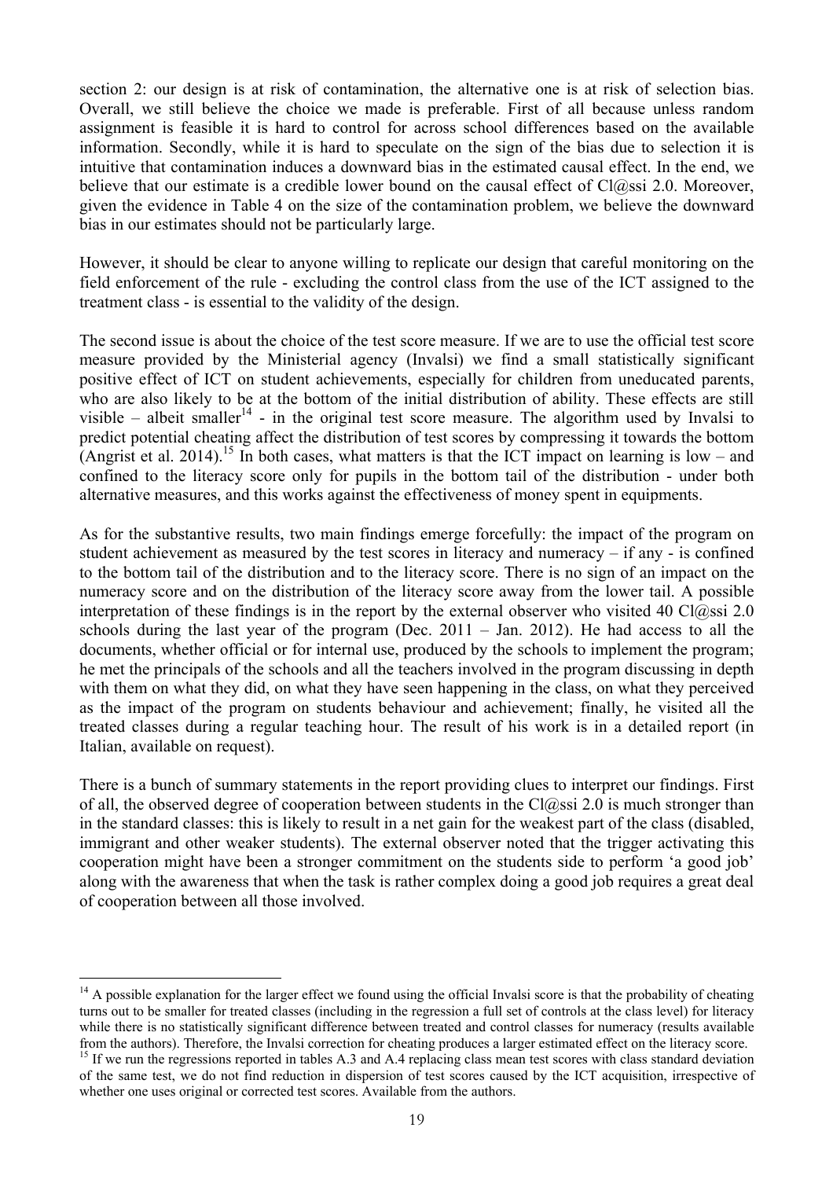section 2: our design is at risk of contamination, the alternative one is at risk of selection bias. Overall, we still believe the choice we made is preferable. First of all because unless random assignment is feasible it is hard to control for across school differences based on the available information. Secondly, while it is hard to speculate on the sign of the bias due to selection it is intuitive that contamination induces a downward bias in the estimated causal effect. In the end, we believe that our estimate is a credible lower bound on the causal effect of Cl@ssi 2.0. Moreover, given the evidence in Table 4 on the size of the contamination problem, we believe the downward bias in our estimates should not be particularly large.

However, it should be clear to anyone willing to replicate our design that careful monitoring on the field enforcement of the rule - excluding the control class from the use of the ICT assigned to the treatment class - is essential to the validity of the design.

The second issue is about the choice of the test score measure. If we are to use the official test score measure provided by the Ministerial agency (Invalsi) we find a small statistically significant positive effect of ICT on student achievements, especially for children from uneducated parents, who are also likely to be at the bottom of the initial distribution of ability. These effects are still visible – albeit smaller[14] - in the original test score measure. The algorithm used by Invalsi to predict potential cheating affect the distribution of test scores by compressing it towards the bottom (Angrist et al. 2014).[15] In both cases, what matters is that the ICT impact on learning is low – and confined to the literacy score only for pupils in the bottom tail of the distribution - under both alternative measures, and this works against the effectiveness of money spent in equipments.

As for the substantive results, two main findings emerge forcefully: the impact of the program on student achievement as measured by the test scores in literacy and numeracy – if any - is confined to the bottom tail of the distribution and to the literacy score. There is no sign of an impact on the numeracy score and on the distribution of the literacy score away from the lower tail. A possible interpretation of these findings is in the report by the external observer who visited 40 Cl@ssi 2.0 schools during the last year of the program (Dec. 2011 – Jan. 2012). He had access to all the documents, whether official or for internal use, produced by the schools to implement the program; he met the principals of the schools and all the teachers involved in the program discussing in depth with them on what they did, on what they have seen happening in the class, on what they perceived as the impact of the program on students behaviour and achievement; finally, he visited all the treated classes during a regular teaching hour. The result of his work is in a detailed report (in Italian, available on request).

There is a bunch of summary statements in the report providing clues to interpret our findings. First of all, the observed degree of cooperation between students in the Cl@ssi 2.0 is much stronger than in the standard classes: this is likely to result in a net gain for the weakest part of the class (disabled, immigrant and other weaker students). The external observer noted that the trigger activating this cooperation might have been a stronger commitment on the students side to perform 'a good job' along with the awareness that when the task is rather complex doing a good job requires a great deal of cooperation between all those involved.

---

[14] A possible explanation for the larger effect we found using the official Invalsi score is that the probability of cheating turns out to be smaller for treated classes (including in the regression a full set of controls at the class level) for literacy while there is no statistically significant difference between treated and control classes for numeracy (results available from the authors). Therefore, the Invalsi correction for cheating produces a larger estimated effect on the literacy score.

[15] If we run the regressions reported in tables A.3 and A.4 replacing class mean test scores with class standard deviation of the same test, we do not find reduction in dispersion of test scores caused by the ICT acquisition, irrespective of whether one uses original or corrected test scores. Available from the authors.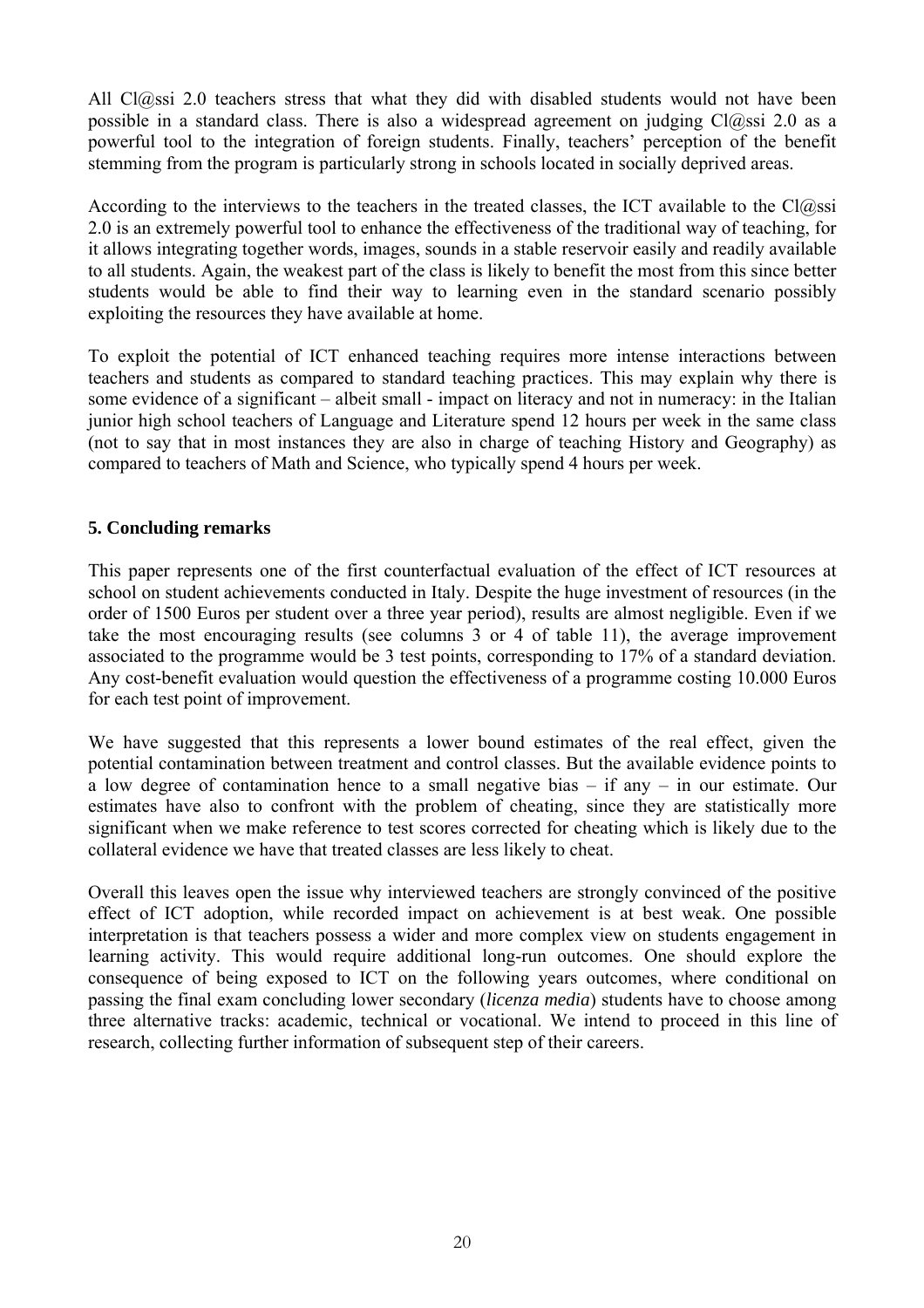All Cl@ssi 2.0 teachers stress that what they did with disabled students would not have been possible in a standard class. There is also a widespread agreement on judging Cl@ssi 2.0 as a powerful tool to the integration of foreign students. Finally, teachers' perception of the benefit stemming from the program is particularly strong in schools located in socially deprived areas.

According to the interviews to the teachers in the treated classes, the ICT available to the Cl@ssi 2.0 is an extremely powerful tool to enhance the effectiveness of the traditional way of teaching, for it allows integrating together words, images, sounds in a stable reservoir easily and readily available to all students. Again, the weakest part of the class is likely to benefit the most from this since better students would be able to find their way to learning even in the standard scenario possibly exploiting the resources they have available at home.

To exploit the potential of ICT enhanced teaching requires more intense interactions between teachers and students as compared to standard teaching practices. This may explain why there is some evidence of a significant – albeit small - impact on literacy and not in numeracy: in the Italian junior high school teachers of Language and Literature spend 12 hours per week in the same class (not to say that in most instances they are also in charge of teaching History and Geography) as compared to teachers of Math and Science, who typically spend 4 hours per week.

## 5. Concluding remarks

This paper represents one of the first counterfactual evaluation of the effect of ICT resources at school on student achievements conducted in Italy. Despite the huge investment of resources (in the order of 1500 Euros per student over a three year period), results are almost negligible. Even if we take the most encouraging results (see columns 3 or 4 of table 11), the average improvement associated to the programme would be 3 test points, corresponding to 17% of a standard deviation. Any cost-benefit evaluation would question the effectiveness of a programme costing 10.000 Euros for each test point of improvement.

We have suggested that this represents a lower bound estimates of the real effect, given the potential contamination between treatment and control classes. But the available evidence points to a low degree of contamination hence to a small negative bias – if any – in our estimate. Our estimates have also to confront with the problem of cheating, since they are statistically more significant when we make reference to test scores corrected for cheating which is likely due to the collateral evidence we have that treated classes are less likely to cheat.

Overall this leaves open the issue why interviewed teachers are strongly convinced of the positive effect of ICT adoption, while recorded impact on achievement is at best weak. One possible interpretation is that teachers possess a wider and more complex view on students engagement in learning activity. This would require additional long-run outcomes. One should explore the consequence of being exposed to ICT on the following years outcomes, where conditional on passing the final exam concluding lower secondary (*licenza media*) students have to choose among three alternative tracks: academic, technical or vocational. We intend to proceed in this line of research, collecting further information of subsequent step of their careers.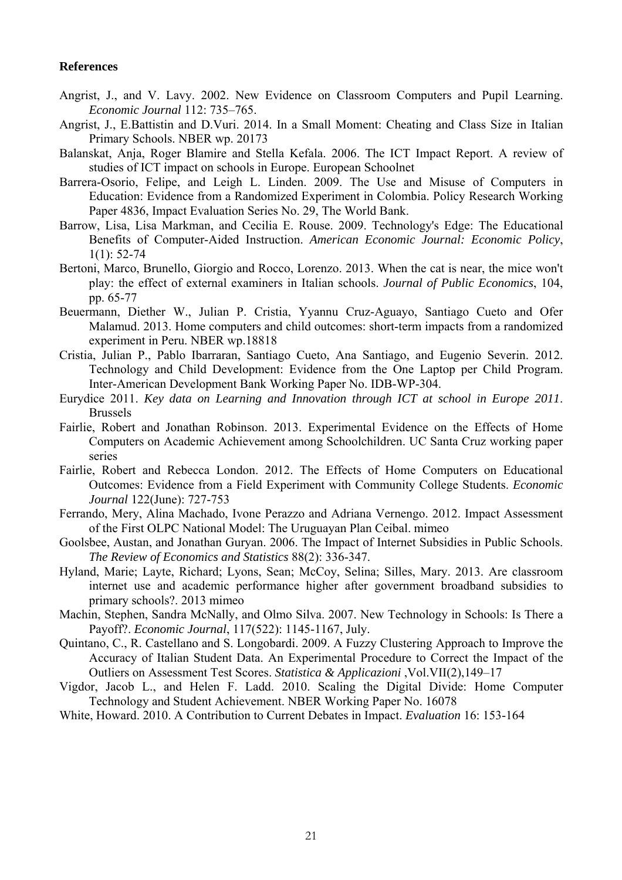**References**

Angrist, J., and V. Lavy. 2002. New Evidence on Classroom Computers and Pupil Learning. *Economic Journal* 112: 735–765.

Angrist, J., E.Battistin and D.Vuri. 2014. In a Small Moment: Cheating and Class Size in Italian Primary Schools. NBER wp. 20173

Balanskat, Anja, Roger Blamire and Stella Kefala. 2006. The ICT Impact Report. A review of studies of ICT impact on schools in Europe. European Schoolnet

Barrera-Osorio, Felipe, and Leigh L. Linden. 2009. The Use and Misuse of Computers in Education: Evidence from a Randomized Experiment in Colombia. Policy Research Working Paper 4836, Impact Evaluation Series No. 29, The World Bank.

Barrow, Lisa, Lisa Markman, and Cecilia E. Rouse. 2009. Technology's Edge: The Educational Benefits of Computer-Aided Instruction. *American Economic Journal: Economic Policy*, 1(1): 52-74

Bertoni, Marco, Brunello, Giorgio and Rocco, Lorenzo. 2013. When the cat is near, the mice won't play: the effect of external examiners in Italian schools. *Journal of Public Economics*, 104, pp. 65-77

Beuermann, Diether W., Julian P. Cristia, Yyannu Cruz-Aguayo, Santiago Cueto and Ofer Malamud. 2013. Home computers and child outcomes: short-term impacts from a randomized experiment in Peru. NBER wp.18818

Cristia, Julian P., Pablo Ibarraran, Santiago Cueto, Ana Santiago, and Eugenio Severin. 2012. Technology and Child Development: Evidence from the One Laptop per Child Program. Inter-American Development Bank Working Paper No. IDB-WP-304.

Eurydice 2011. *Key data on Learning and Innovation through ICT at school in Europe 2011*. Brussels

Fairlie, Robert and Jonathan Robinson. 2013. Experimental Evidence on the Effects of Home Computers on Academic Achievement among Schoolchildren. UC Santa Cruz working paper series

Fairlie, Robert and Rebecca London. 2012. The Effects of Home Computers on Educational Outcomes: Evidence from a Field Experiment with Community College Students. *Economic Journal* 122(June): 727-753

Ferrando, Mery, Alina Machado, Ivone Perazzo and Adriana Vernengo. 2012. Impact Assessment of the First OLPC National Model: The Uruguayan Plan Ceibal. mimeo

Goolsbee, Austan, and Jonathan Guryan. 2006. The Impact of Internet Subsidies in Public Schools. *The Review of Economics and Statistics* 88(2): 336-347.

Hyland, Marie; Layte, Richard; Lyons, Sean; McCoy, Selina; Silles, Mary. 2013. Are classroom internet use and academic performance higher after government broadband subsidies to primary schools?. 2013 mimeo

Machin, Stephen, Sandra McNally, and Olmo Silva. 2007. New Technology in Schools: Is There a Payoff?. *Economic Journal*, 117(522): 1145-1167, July.

Quintano, C., R. Castellano and S. Longobardi. 2009. A Fuzzy Clustering Approach to Improve the Accuracy of Italian Student Data. An Experimental Procedure to Correct the Impact of the Outliers on Assessment Test Scores. *Statistica & Applicazioni* ,Vol.VII(2),149–17

Vigdor, Jacob L., and Helen F. Ladd. 2010. Scaling the Digital Divide: Home Computer Technology and Student Achievement. NBER Working Paper No. 16078

White, Howard. 2010. A Contribution to Current Debates in Impact. *Evaluation* 16: 153-164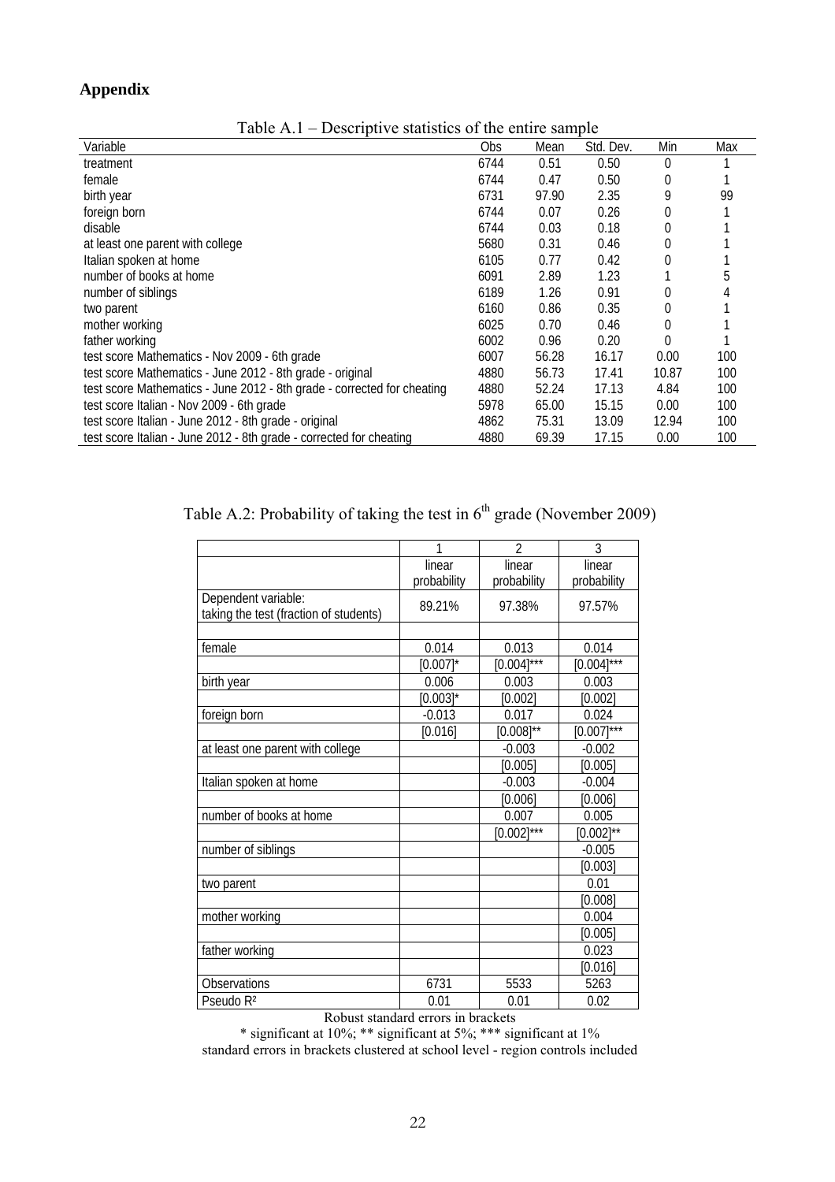## Appendix

Table A.1 – Descriptive statistics of the entire sample

| Variable | Obs | Mean | Std. Dev. | Min | Max |
|---|---|---|---|---|---|
| treatment | 6744 | 0.51 | 0.50 | 0 | 1 |
| female | 6744 | 0.47 | 0.50 | 0 | 1 |
| birth year | 6731 | 97.90 | 2.35 | 9 | 99 |
| foreign born | 6744 | 0.07 | 0.26 | 0 | 1 |
| disable | 6744 | 0.03 | 0.18 | 0 | 1 |
| at least one parent with college | 5680 | 0.31 | 0.46 | 0 | 1 |
| Italian spoken at home | 6105 | 0.77 | 0.42 | 0 | 1 |
| number of books at home | 6091 | 2.89 | 1.23 | 1 | 5 |
| number of siblings | 6189 | 1.26 | 0.91 | 0 | 4 |
| two parent | 6160 | 0.86 | 0.35 | 0 | 1 |
| mother working | 6025 | 0.70 | 0.46 | 0 | 1 |
| father working | 6002 | 0.96 | 0.20 | 0 | 1 |
| test score Mathematics - Nov 2009 - 6th grade | 6007 | 56.28 | 16.17 | 0.00 | 100 |
| test score Mathematics - June 2012 - 8th grade - original | 4880 | 56.73 | 17.41 | 10.87 | 100 |
| test score Mathematics - June 2012 - 8th grade - corrected for cheating | 4880 | 52.24 | 17.13 | 4.84 | 100 |
| test score Italian - Nov 2009 - 6th grade | 5978 | 65.00 | 15.15 | 0.00 | 100 |
| test score Italian - June 2012 - 8th grade - original | 4862 | 75.31 | 13.09 | 12.94 | 100 |
| test score Italian - June 2012 - 8th grade - corrected for cheating | 4880 | 69.39 | 17.15 | 0.00 | 100 |

Table A.2: Probability of taking the test in 6th grade (November 2009)

| | 1 | 2 | 3 |
|---|---|---|---|
| | linear probability | linear probability | linear probability |
| Dependent variable: taking the test (fraction of students) | 89.21% | 97.38% | 97.57% |
| | | | |
| female | 0.014 | 0.013 | 0.014 |
| | [0.007]* | [0.004]*** | [0.004]*** |
| birth year | 0.006 | 0.003 | 0.003 |
| | [0.003]* | [0.002] | [0.002] |
| foreign born | -0.013 | 0.017 | 0.024 |
| | [0.016] | [0.008]** | [0.007]*** |
| at least one parent with college | | -0.003 | -0.002 |
| | | [0.005] | [0.005] |
| Italian spoken at home | | -0.003 | -0.004 |
| | | [0.006] | [0.006] |
| number of books at home | | 0.007 | 0.005 |
| | | [0.002]*** | [0.002]** |
| number of siblings | | | -0.005 |
| | | | [0.003] |
| two parent | | | 0.01 |
| | | | [0.008] |
| mother working | | | 0.004 |
| | | | [0.005] |
| father working | | | 0.023 |
| | | | [0.016] |
| Observations | 6731 | 5533 | 5263 |
| Pseudo $R^2$ | 0.01 | 0.01 | 0.02 |

Robust standard errors in brackets

\* significant at 10%; ** significant at 5%; *** significant at 1%

standard errors in brackets clustered at school level - region controls included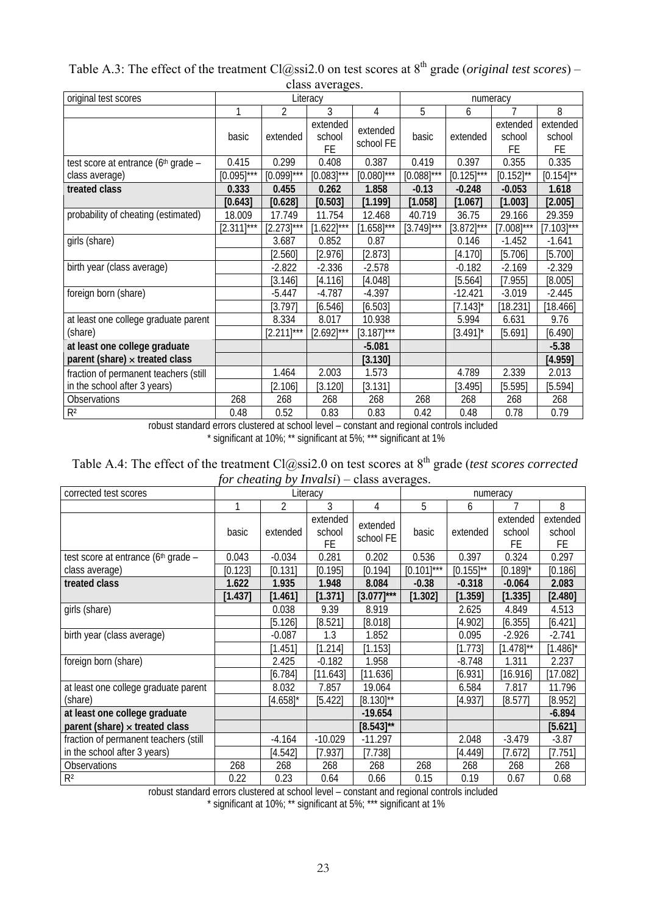Table A.3: The effect of the treatment Cl@ssi2.0 on test scores at 8[th] grade (*original test scores*) – class averages.

| original test scores | Literacy | | | | numeracy | | | |
|---|---|---|---|---|---|---|---|---|
| | 1 | 2 | 3 | 4 | 5 | 6 | 7 | 8 |
| | basic | extended | extended school FE | extended school FE | basic | extended | extended school FE | extended school FE |
| test score at entrance (6[th] grade – class average) | 0.415 | 0.299 | 0.408 | 0.387 | 0.419 | 0.397 | 0.355 | 0.335 |
| | [0.095]*** | [0.099]*** | [0.083]*** | [0.080]*** | [0.088]*** | [0.125]*** | [0.152]** | [0.154]** |
| **treated class** | **0.333** | **0.455** | **0.262** | **1.858** | **-0.13** | **-0.248** | **-0.053** | **1.618** |
| | **[0.643]** | **[0.628]** | **[0.503]** | **[1.199]** | **[1.058]** | **[1.067]** | **[1.003]** | **[2.005]** |
| probability of cheating (estimated) | 18.009 | 17.749 | 11.754 | 12.468 | 40.719 | 36.75 | 29.166 | 29.359 |
| | [2.311]*** | [2.273]*** | [1.622]*** | [1.658]*** | [3.749]*** | [3.872]*** | [7.008]*** | [7.103]*** |
| girls (share) | | 3.687 | 0.852 | 0.87 | | 0.146 | -1.452 | -1.641 |
| | | [2.560] | [2.976] | [2.873] | | [4.170] | [5.706] | [5.700] |
| birth year (class average) | | -2.822 | -2.336 | -2.578 | | -0.182 | -2.169 | -2.329 |
| | | [3.146] | [4.116] | [4.048] | | [5.564] | [7.955] | [8.005] |
| foreign born (share) | | -5.447 | -4.787 | -4.397 | | -12.421 | -3.019 | -2.445 |
| | | [3.797] | [6.546] | [6.503] | | [7.143]* | [18.231] | [18.466] |
| at least one college graduate parent (share) | | 8.334 | 8.017 | 10.938 | | 5.994 | 6.631 | 9.76 |
| | | [2.211]*** | [2.692]*** | [3.187]*** | | [3.491]* | [5.691] | [6.490] |
| **at least one college graduate parent (share) × treated class** | | | | **-5.081** | | | | **-5.38** |
| | | | | **[3.130]** | | | | **[4.959]** |
| fraction of permanent teachers (still in the school after 3 years) | | 1.464 | 2.003 | 1.573 | | 4.789 | 2.339 | 2.013 |
| | | [2.106] | [3.120] | [3.131] | | [3.495] | [5.595] | [5.594] |
| Observations | 268 | 268 | 268 | 268 | 268 | 268 | 268 | 268 |
| $R^2$ | 0.48 | 0.52 | 0.83 | 0.83 | 0.42 | 0.48 | 0.78 | 0.79 |

robust standard errors clustered at school level – constant and regional controls included
* significant at 10%; ** significant at 5%; *** significant at 1%

Table A.4: The effect of the treatment Cl@ssi2.0 on test scores at 8[th] grade (*test scores corrected for cheating by Invalsi*) – class averages.

| corrected test scores | Literacy | | | | numeracy | | | |
|---|---|---|---|---|---|---|---|---|
| | 1 | 2 | 3 | 4 | 5 | 6 | 7 | 8 |
| | basic | extended | extended school FE | extended school FE | basic | extended | extended school FE | extended school FE |
| test score at entrance (6[th] grade – class average) | 0.043 | -0.034 | 0.281 | 0.202 | 0.536 | 0.397 | 0.324 | 0.297 |
| | [0.123] | [0.131] | [0.195] | [0.194] | [0.101]*** | [0.155]** | [0.189]* | [0.186] |
| **treated class** | **1.622** | **1.935** | **1.948** | **8.084** | **-0.38** | **-0.318** | **-0.064** | **2.083** |
| | **[1.437]** | **[1.461]** | **[1.371]** | **[3.077]*** ** | **[1.302]** | **[1.359]** | **[1.335]** | **[2.480]** |
| girls (share) | | 0.038 | 9.39 | 8.919 | | 2.625 | 4.849 | 4.513 |
| | | [5.126] | [8.521] | [8.018] | | [4.902] | [6.355] | [6.421] |
| birth year (class average) | | -0.087 | 1.3 | 1.852 | | 0.095 | -2.926 | -2.741 |
| | | [1.451] | [1.214] | [1.153] | | [1.773] | [1.478]** | [1.486]* |
| foreign born (share) | | 2.425 | -0.182 | 1.958 | | -8.748 | 1.311 | 2.237 |
| | | [6.784] | [11.643] | [11.636] | | [6.931] | [16.916] | [17.082] |
| at least one college graduate parent (share) | | 8.032 | 7.857 | 19.064 | | 6.584 | 7.817 | 11.796 |
| | | [4.658]* | [5.422] | [8.130]** | | [4.937] | [8.577] | [8.952] |
| **at least one college graduate parent (share) × treated class** | | | | **-19.654** | | | | **-6.894** |
| | | | | **[8.543]*** | | | | **[5.621]** |
| fraction of permanent teachers (still in the school after 3 years) | | -4.164 | -10.029 | -11.297 | | 2.048 | -3.479 | -3.87 |
| | | [4.542] | [7.937] | [7.738] | | [4.449] | [7.672] | [7.751] |
| Observations | 268 | 268 | 268 | 268 | 268 | 268 | 268 | 268 |
| $R^2$ | 0.22 | 0.23 | 0.64 | 0.66 | 0.15 | 0.19 | 0.67 | 0.68 |

robust standard errors clustered at school level – constant and regional controls included
* significant at 10%; ** significant at 5%; *** significant at 1%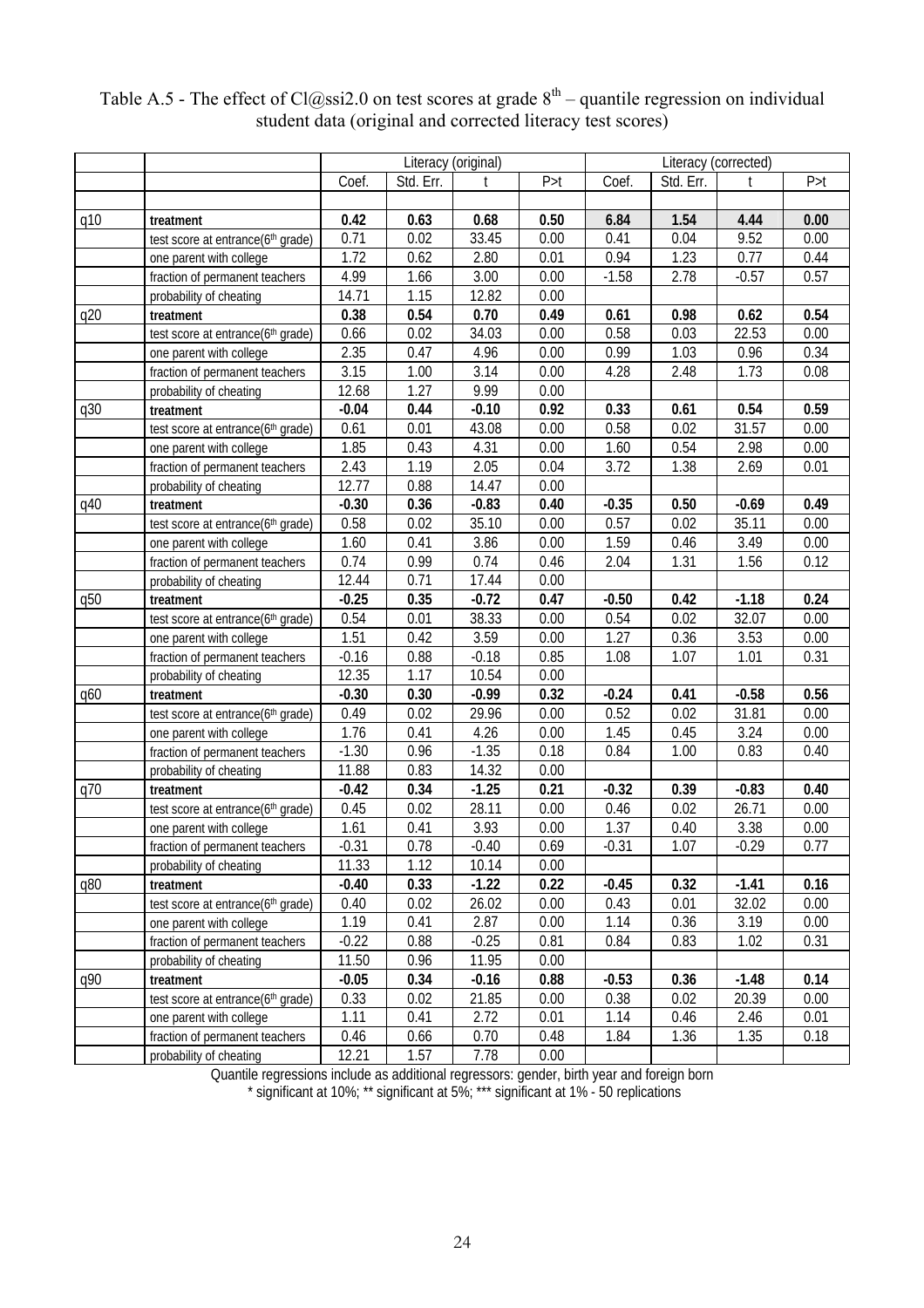Table A.5 - The effect of Cl@ssi2.0 on test scores at grade $8^{th}$ – quantile regression on individual student data (original and corrected literacy test scores)

| | | Literacy (original) | | | | Literacy (corrected) | | | |
|---|---|---|---|---|---|---|---|---|---|
| | | Coef. | Std. Err. | t | P>t | Coef. | Std. Err. | t | P>t |
| q10 | **treatment** | **0.42** | **0.63** | **0.68** | **0.50** | **6.84** | **1.54** | **4.44** | **0.00** |
| | test score at entrance($6^{th}$ grade) | 0.71 | 0.02 | 33.45 | 0.00 | 0.41 | 0.04 | 9.52 | 0.00 |
| | one parent with college | 1.72 | 0.62 | 2.80 | 0.01 | 0.94 | 1.23 | 0.77 | 0.44 |
| | fraction of permanent teachers | 4.99 | 1.66 | 3.00 | 0.00 | -1.58 | 2.78 | -0.57 | 0.57 |
| | probability of cheating | 14.71 | 1.15 | 12.82 | 0.00 | | | | |
| q20 | **treatment** | **0.38** | **0.54** | **0.70** | **0.49** | **0.61** | **0.98** | **0.62** | **0.54** |
| | test score at entrance($6^{th}$ grade) | 0.66 | 0.02 | 34.03 | 0.00 | 0.58 | 0.03 | 22.53 | 0.00 |
| | one parent with college | 2.35 | 0.47 | 4.96 | 0.00 | 0.99 | 1.03 | 0.96 | 0.34 |
| | fraction of permanent teachers | 3.15 | 1.00 | 3.14 | 0.00 | 4.28 | 2.48 | 1.73 | 0.08 |
| | probability of cheating | 12.68 | 1.27 | 9.99 | 0.00 | | | | |
| q30 | **treatment** | **-0.04** | **0.44** | **-0.10** | **0.92** | **0.33** | **0.61** | **0.54** | **0.59** |
| | test score at entrance($6^{th}$ grade) | 0.61 | 0.01 | 43.08 | 0.00 | 0.58 | 0.02 | 31.57 | 0.00 |
| | one parent with college | 1.85 | 0.43 | 4.31 | 0.00 | 1.60 | 0.54 | 2.98 | 0.00 |
| | fraction of permanent teachers | 2.43 | 1.19 | 2.05 | 0.04 | 3.72 | 1.38 | 2.69 | 0.01 |
| | probability of cheating | 12.77 | 0.88 | 14.47 | 0.00 | | | | |
| q40 | **treatment** | **-0.30** | **0.36** | **-0.83** | **0.40** | **-0.35** | **0.50** | **-0.69** | **0.49** |
| | test score at entrance($6^{th}$ grade) | 0.58 | 0.02 | 35.10 | 0.00 | 0.57 | 0.02 | 35.11 | 0.00 |
| | one parent with college | 1.60 | 0.41 | 3.86 | 0.00 | 1.59 | 0.46 | 3.49 | 0.00 |
| | fraction of permanent teachers | 0.74 | 0.99 | 0.74 | 0.46 | 2.04 | 1.31 | 1.56 | 0.12 |
| | probability of cheating | 12.44 | 0.71 | 17.44 | 0.00 | | | | |
| q50 | **treatment** | **-0.25** | **0.35** | **-0.72** | **0.47** | **-0.50** | **0.42** | **-1.18** | **0.24** |
| | test score at entrance($6^{th}$ grade) | 0.54 | 0.01 | 38.33 | 0.00 | 0.54 | 0.02 | 32.07 | 0.00 |
| | one parent with college | 1.51 | 0.42 | 3.59 | 0.00 | 1.27 | 0.36 | 3.53 | 0.00 |
| | fraction of permanent teachers | -0.16 | 0.88 | -0.18 | 0.85 | 1.08 | 1.07 | 1.01 | 0.31 |
| | probability of cheating | 12.35 | 1.17 | 10.54 | 0.00 | | | | |
| q60 | **treatment** | **-0.30** | **0.30** | **-0.99** | **0.32** | **-0.24** | **0.41** | **-0.58** | **0.56** |
| | test score at entrance($6^{th}$ grade) | 0.49 | 0.02 | 29.96 | 0.00 | 0.52 | 0.02 | 31.81 | 0.00 |
| | one parent with college | 1.76 | 0.41 | 4.26 | 0.00 | 1.45 | 0.45 | 3.24 | 0.00 |
| | fraction of permanent teachers | -1.30 | 0.96 | -1.35 | 0.18 | 0.84 | 1.00 | 0.83 | 0.40 |
| | probability of cheating | 11.88 | 0.83 | 14.32 | 0.00 | | | | |
| q70 | **treatment** | **-0.42** | **0.34** | **-1.25** | **0.21** | **-0.32** | **0.39** | **-0.83** | **0.40** |
| | test score at entrance($6^{th}$ grade) | 0.45 | 0.02 | 28.11 | 0.00 | 0.46 | 0.02 | 26.71 | 0.00 |
| | one parent with college | 1.61 | 0.41 | 3.93 | 0.00 | 1.37 | 0.40 | 3.38 | 0.00 |
| | fraction of permanent teachers | -0.31 | 0.78 | -0.40 | 0.69 | -0.31 | 1.07 | -0.29 | 0.77 |
| | probability of cheating | 11.33 | 1.12 | 10.14 | 0.00 | | | | |
| q80 | **treatment** | **-0.40** | **0.33** | **-1.22** | **0.22** | **-0.45** | **0.32** | **-1.41** | **0.16** |
| | test score at entrance($6^{th}$ grade) | 0.40 | 0.02 | 26.02 | 0.00 | 0.43 | 0.01 | 32.02 | 0.00 |
| | one parent with college | 1.19 | 0.41 | 2.87 | 0.00 | 1.14 | 0.36 | 3.19 | 0.00 |
| | fraction of permanent teachers | -0.22 | 0.88 | -0.25 | 0.81 | 0.84 | 0.83 | 1.02 | 0.31 |
| | probability of cheating | 11.50 | 0.96 | 11.95 | 0.00 | | | | |
| q90 | **treatment** | **-0.05** | **0.34** | **-0.16** | **0.88** | **-0.53** | **0.36** | **-1.48** | **0.14** |
| | test score at entrance($6^{th}$ grade) | 0.33 | 0.02 | 21.85 | 0.00 | 0.38 | 0.02 | 20.39 | 0.00 |
| | one parent with college | 1.11 | 0.41 | 2.72 | 0.01 | 1.14 | 0.46 | 2.46 | 0.01 |
| | fraction of permanent teachers | 0.46 | 0.66 | 0.70 | 0.48 | 1.84 | 1.36 | 1.35 | 0.18 |
| | probability of cheating | 12.21 | 1.57 | 7.78 | 0.00 | | | | |

Quantile regressions include as additional regressors: gender, birth year and foreign born

* significant at 10%; ** significant at 5%; *** significant at 1% - 50 replications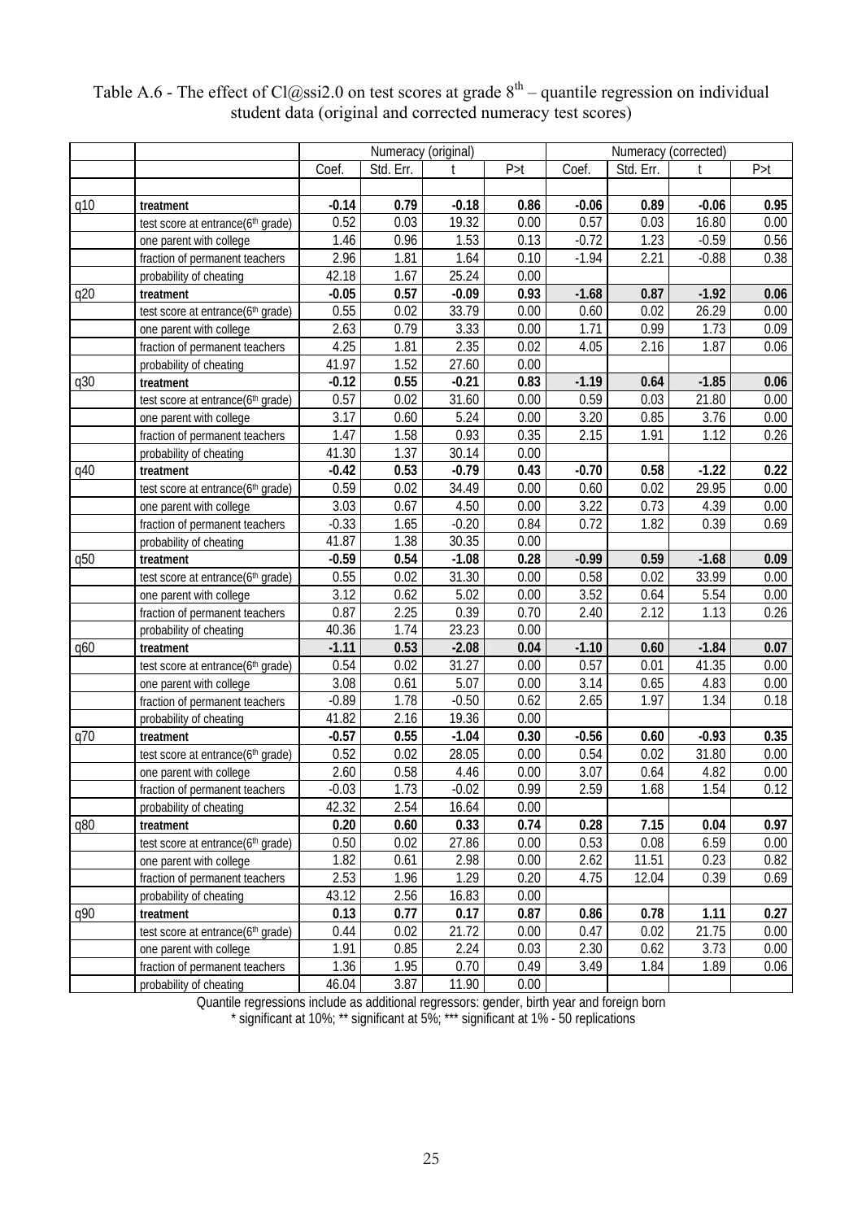Table A.6 - The effect of Cl@ssi2.0 on test scores at grade $8^{th}$ – quantile regression on individual student data (original and corrected numeracy test scores)

| | | Numeracy (original) | | | | Numeracy (corrected) | | | |
|---|---|---|---|---|---|---|---|---|---|
| | | Coef. | Std. Err. | t | P>t | Coef. | Std. Err. | t | P>t |
| q10 | **treatment** | **-0.14** | **0.79** | **-0.18** | **0.86** | **-0.06** | **0.89** | **-0.06** | **0.95** |
| | test score at entrance(6th grade) | 0.52 | 0.03 | 19.32 | 0.00 | 0.57 | 0.03 | 16.80 | 0.00 |
| | one parent with college | 1.46 | 0.96 | 1.53 | 0.13 | -0.72 | 1.23 | -0.59 | 0.56 |
| | fraction of permanent teachers | 2.96 | 1.81 | 1.64 | 0.10 | -1.94 | 2.21 | -0.88 | 0.38 |
| | probability of cheating | 42.18 | 1.67 | 25.24 | 0.00 | | | | |
| q20 | **treatment** | **-0.05** | **0.57** | **-0.09** | **0.93** | **-1.68** | **0.87** | **-1.92** | **0.06** |
| | test score at entrance(6th grade) | 0.55 | 0.02 | 33.79 | 0.00 | 0.60 | 0.02 | 26.29 | 0.00 |
| | one parent with college | 2.63 | 0.79 | 3.33 | 0.00 | 1.71 | 0.99 | 1.73 | 0.09 |
| | fraction of permanent teachers | 4.25 | 1.81 | 2.35 | 0.02 | 4.05 | 2.16 | 1.87 | 0.06 |
| | probability of cheating | 41.97 | 1.52 | 27.60 | 0.00 | | | | |
| q30 | **treatment** | **-0.12** | **0.55** | **-0.21** | **0.83** | **-1.19** | **0.64** | **-1.85** | **0.06** |
| | test score at entrance(6th grade) | 0.57 | 0.02 | 31.60 | 0.00 | 0.59 | 0.03 | 21.80 | 0.00 |
| | one parent with college | 3.17 | 0.60 | 5.24 | 0.00 | 3.20 | 0.85 | 3.76 | 0.00 |
| | fraction of permanent teachers | 1.47 | 1.58 | 0.93 | 0.35 | 2.15 | 1.91 | 1.12 | 0.26 |
| | probability of cheating | 41.30 | 1.37 | 30.14 | 0.00 | | | | |
| q40 | **treatment** | **-0.42** | **0.53** | **-0.79** | **0.43** | **-0.70** | **0.58** | **-1.22** | **0.22** |
| | test score at entrance(6th grade) | 0.59 | 0.02 | 34.49 | 0.00 | 0.60 | 0.02 | 29.95 | 0.00 |
| | one parent with college | 3.03 | 0.67 | 4.50 | 0.00 | 3.22 | 0.73 | 4.39 | 0.00 |
| | fraction of permanent teachers | -0.33 | 1.65 | -0.20 | 0.84 | 0.72 | 1.82 | 0.39 | 0.69 |
| | probability of cheating | 41.87 | 1.38 | 30.35 | 0.00 | | | | |
| q50 | **treatment** | **-0.59** | **0.54** | **-1.08** | **0.28** | **-0.99** | **0.59** | **-1.68** | **0.09** |
| | test score at entrance(6th grade) | 0.55 | 0.02 | 31.30 | 0.00 | 0.58 | 0.02 | 33.99 | 0.00 |
| | one parent with college | 3.12 | 0.62 | 5.02 | 0.00 | 3.52 | 0.64 | 5.54 | 0.00 |
| | fraction of permanent teachers | 0.87 | 2.25 | 0.39 | 0.70 | 2.40 | 2.12 | 1.13 | 0.26 |
| | probability of cheating | 40.36 | 1.74 | 23.23 | 0.00 | | | | |
| q60 | **treatment** | **-1.11** | **0.53** | **-2.08** | **0.04** | **-1.10** | **0.60** | **-1.84** | **0.07** |
| | test score at entrance(6th grade) | 0.54 | 0.02 | 31.27 | 0.00 | 0.57 | 0.01 | 41.35 | 0.00 |
| | one parent with college | 3.08 | 0.61 | 5.07 | 0.00 | 3.14 | 0.65 | 4.83 | 0.00 |
| | fraction of permanent teachers | -0.89 | 1.78 | -0.50 | 0.62 | 2.65 | 1.97 | 1.34 | 0.18 |
| | probability of cheating | 41.82 | 2.16 | 19.36 | 0.00 | | | | |
| q70 | **treatment** | **-0.57** | **0.55** | **-1.04** | **0.30** | **-0.56** | **0.60** | **-0.93** | **0.35** |
| | test score at entrance(6th grade) | 0.52 | 0.02 | 28.05 | 0.00 | 0.54 | 0.02 | 31.80 | 0.00 |
| | one parent with college | 2.60 | 0.58 | 4.46 | 0.00 | 3.07 | 0.64 | 4.82 | 0.00 |
| | fraction of permanent teachers | -0.03 | 1.73 | -0.02 | 0.99 | 2.59 | 1.68 | 1.54 | 0.12 |
| | probability of cheating | 42.32 | 2.54 | 16.64 | 0.00 | | | | |
| q80 | **treatment** | **0.20** | **0.60** | **0.33** | **0.74** | **0.28** | **7.15** | **0.04** | **0.97** |
| | test score at entrance(6th grade) | 0.50 | 0.02 | 27.86 | 0.00 | 0.53 | 0.08 | 6.59 | 0.00 |
| | one parent with college | 1.82 | 0.61 | 2.98 | 0.00 | 2.62 | 11.51 | 0.23 | 0.82 |
| | fraction of permanent teachers | 2.53 | 1.96 | 1.29 | 0.20 | 4.75 | 12.04 | 0.39 | 0.69 |
| | probability of cheating | 43.12 | 2.56 | 16.83 | 0.00 | | | | |
| q90 | **treatment** | **0.13** | **0.77** | **0.17** | **0.87** | **0.86** | **0.78** | **1.11** | **0.27** |
| | test score at entrance(6th grade) | 0.44 | 0.02 | 21.72 | 0.00 | 0.47 | 0.02 | 21.75 | 0.00 |
| | one parent with college | 1.91 | 0.85 | 2.24 | 0.03 | 2.30 | 0.62 | 3.73 | 0.00 |
| | fraction of permanent teachers | 1.36 | 1.95 | 0.70 | 0.49 | 3.49 | 1.84 | 1.89 | 0.06 |
| | probability of cheating | 46.04 | 3.87 | 11.90 | 0.00 | | | | |

Quantile regressions include as additional regressors: gender, birth year and foreign born

* significant at 10%; ** significant at 5%; *** significant at 1% - 50 replications